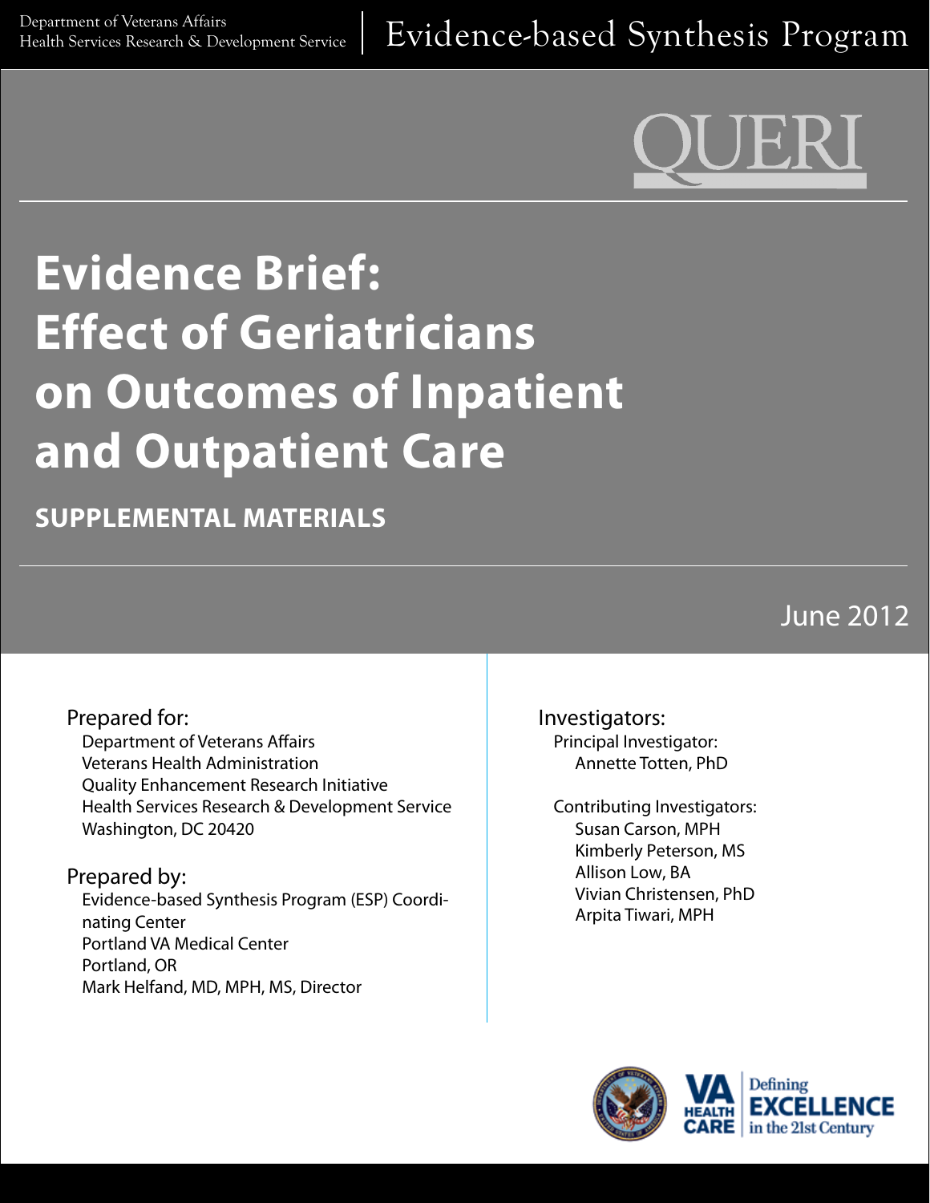Department of Veterans Affairs
Health Services Research & Development Service

Evidence-based Synthesis Program

QUERI

# Evidence Brief: Effect of Geriatricians on Outcomes of Inpatient and Outpatient Care

## SUPPLEMENTAL MATERIALS

June 2012

Prepared for:
Department of Veterans Affairs
Veterans Health Administration
Quality Enhancement Research Initiative
Health Services Research & Development Service
Washington, DC 20420

Prepared by:
Evidence-based Synthesis Program (ESP) Coordinating Center
Portland VA Medical Center
Portland, OR
Mark Helfand, MD, MPH, MS, Director

Investigators:
Principal Investigator:
Annette Totten, PhD

Contributing Investigators:
Susan Carson, MPH
Kimberly Peterson, MS
Allison Low, BA
Vivian Christensen, PhD
Arpita Tiwari, MPH

VA HEALTH CARE | Defining EXCELLENCE in the 21st Century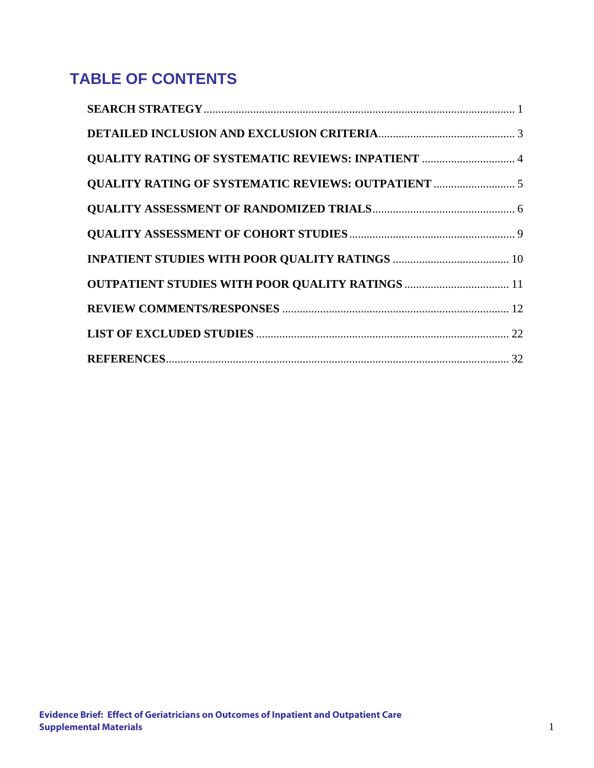# TABLE OF CONTENTS

**SEARCH STRATEGY** .......... 1

**DETAILED INCLUSION AND EXCLUSION CRITERIA** .......... 3

**QUALITY RATING OF SYSTEMATIC REVIEWS: INPATIENT** .......... 4

**QUALITY RATING OF SYSTEMATIC REVIEWS: OUTPATIENT** .......... 5

**QUALITY ASSESSMENT OF RANDOMIZED TRIALS** .......... 6

**QUALITY ASSESSMENT OF COHORT STUDIES** .......... 9

**INPATIENT STUDIES WITH POOR QUALITY RATINGS** .......... 10

**OUTPATIENT STUDIES WITH POOR QUALITY RATINGS** .......... 11

**REVIEW COMMENTS/RESPONSES** .......... 12

**LIST OF EXCLUDED STUDIES** .......... 22

**REFERENCES** .......... 32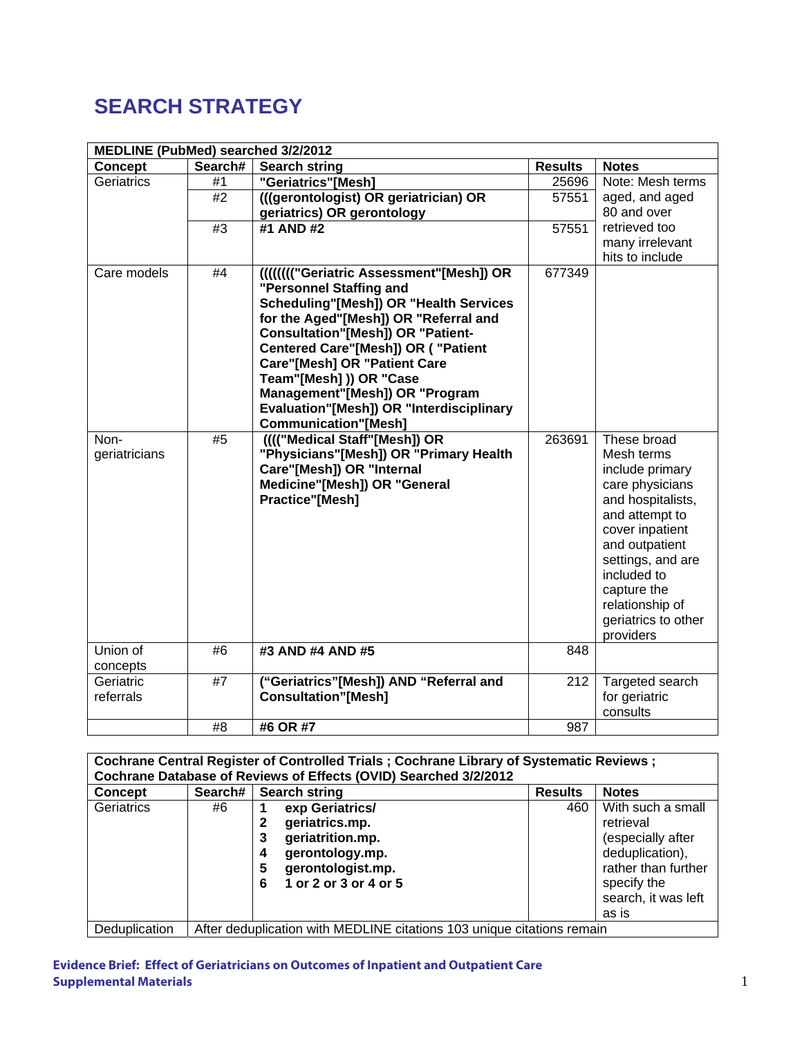# SEARCH STRATEGY

| MEDLINE (PubMed) searched 3/2/2012 | | | | |
|---|---|---|---|---|
| **Concept** | **Search#** | **Search string** | **Results** | **Notes** |
| Geriatrics | #1 | **"Geriatrics"[Mesh]** | 25696 | Note: Mesh terms aged, and aged 80 and over retrieved too many irrelevant hits to include |
| | #2 | **(((gerontologist) OR geriatrician) OR geriatrics) OR gerontology** | 57551 | |
| | #3 | **#1 AND #2** | 57551 | |
| Care models | #4 | **((((((((("Geriatric Assessment"[Mesh]) OR "Personnel Staffing and Scheduling"[Mesh]) OR "Health Services for the Aged"[Mesh]) OR "Referral and Consultation"[Mesh]) OR "Patient-Centered Care"[Mesh]) OR ( "Patient Care"[Mesh] OR "Patient Care Team"[Mesh] )) OR "Case Management"[Mesh]) OR "Program Evaluation"[Mesh]) OR "Interdisciplinary Communication"[Mesh]** | 677349 | |
| Non-geriatricians | #5 | **(((("Medical Staff"[Mesh]) OR "Physicians"[Mesh]) OR "Primary Health Care"[Mesh]) OR "Internal Medicine"[Mesh]) OR "General Practice"[Mesh]** | 263691 | These broad Mesh terms include primary care physicians and hospitalists, and attempt to cover inpatient and outpatient settings, and are included to capture the relationship of geriatrics to other providers |
| Union of concepts | #6 | **#3 AND #4 AND #5** | 848 | |
| Geriatric referrals | #7 | **("Geriatrics"[Mesh]) AND "Referral and Consultation"[Mesh]** | 212 | Targeted search for geriatric consults |
| | #8 | **#6 OR #7** | 987 | |

| Cochrane Central Register of Controlled Trials ; Cochrane Library of Systematic Reviews ; Cochrane Database of Reviews of Effects (OVID) Searched 3/2/2012 | | | | |
|---|---|---|---|---|
| **Concept** | **Search#** | **Search string** | **Results** | **Notes** |
| Geriatrics | #6 | **1 exp Geriatrics/**<br>**2 geriatrics.mp.**<br>**3 geriatrition.mp.**<br>**4 gerontology.mp.**<br>**5 gerontologist.mp.**<br>**6 1 or 2 or 3 or 4 or 5** | 460 | With such a small retrieval (especially after deduplication), rather than further specify the search, it was left as is |
| Deduplication | After deduplication with MEDLINE citations 103 unique citations remain | | | |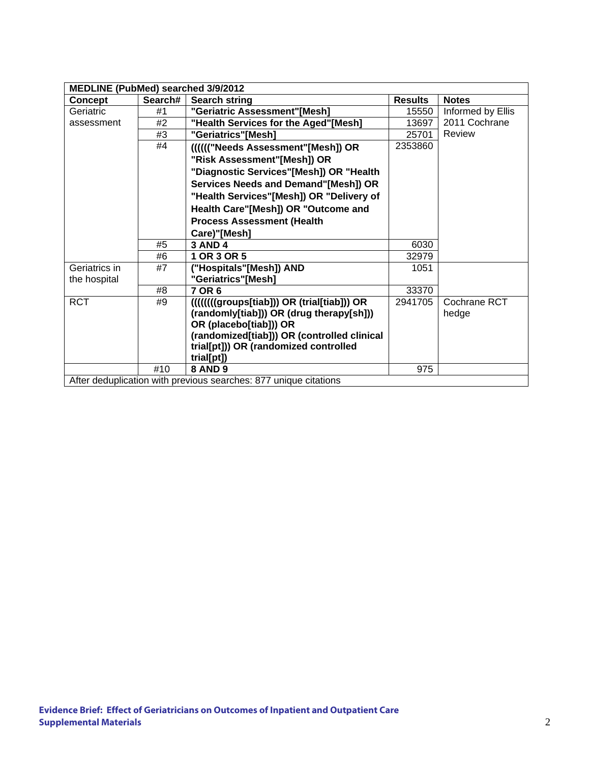| MEDLINE (PubMed) searched 3/9/2012 | | | | |
|---|---|---|---|---|
| **Concept** | **Search#** | **Search string** | **Results** | **Notes** |
| Geriatric assessment | #1 | **"Geriatric Assessment"[Mesh]** | 15550 | Informed by Ellis 2011 Cochrane Review |
| | #2 | **"Health Services for the Aged"[Mesh]** | 13697 | |
| | #3 | **"Geriatrics"[Mesh]** | 25701 | |
| | #4 | **(((((("Needs Assessment"[Mesh]) OR "Risk Assessment"[Mesh]) OR "Diagnostic Services"[Mesh]) OR "Health Services Needs and Demand"[Mesh]) OR "Health Services"[Mesh]) OR "Delivery of Health Care"[Mesh]) OR "Outcome and Process Assessment (Health Care)"[Mesh]** | 2353860 | |
| | #5 | **3 AND 4** | 6030 | |
| | #6 | **1 OR 3 OR 5** | 32979 | |
| Geriatrics in the hospital | #7 | **("Hospitals"[Mesh]) AND "Geriatrics"[Mesh]** | 1051 | |
| | #8 | **7 OR 6** | 33370 | |
| RCT | #9 | **((((((((groups[tiab])) OR (trial[tiab])) OR (randomly[tiab])) OR (drug therapy[sh])) OR (placebo[tiab])) OR (randomized[tiab])) OR (controlled clinical trial[pt])) OR (randomized controlled trial[pt])** | 2941705 | Cochrane RCT hedge |
| | #10 | **8 AND 9** | 975 | |
| After deduplication with previous searches: 877 unique citations | | | | |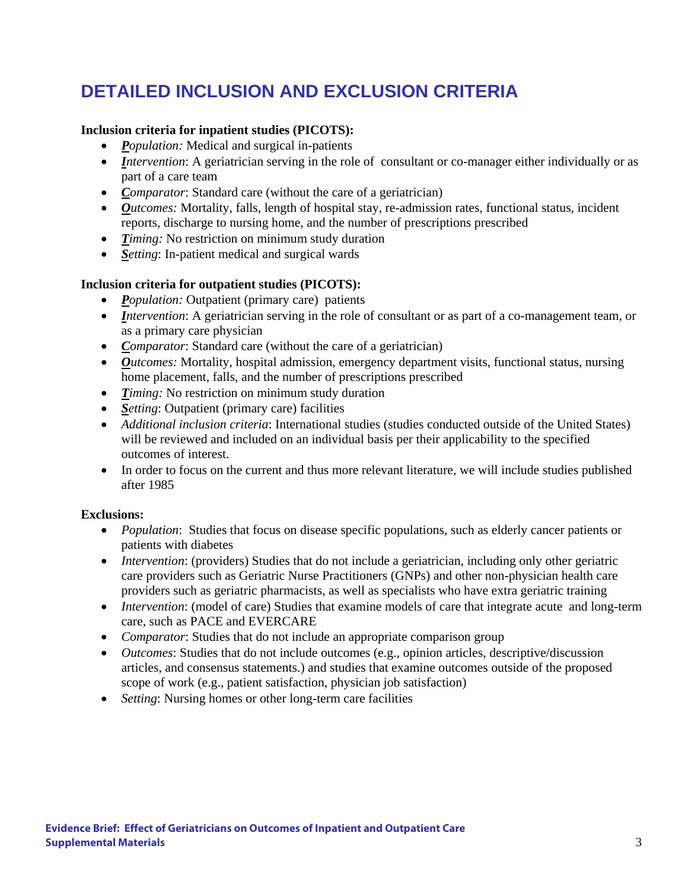# DETAILED INCLUSION AND EXCLUSION CRITERIA

**Inclusion criteria for inpatient studies (PICOTS):**

- ***P**opulation:* Medical and surgical in-patients
- ***I**ntervention*: A geriatrician serving in the role of consultant or co-manager either individually or as part of a care team
- ***C**omparator*: Standard care (without the care of a geriatrician)
- ***O**utcomes:* Mortality, falls, length of hospital stay, re-admission rates, functional status, incident reports, discharge to nursing home, and the number of prescriptions prescribed
- ***T**iming:* No restriction on minimum study duration
- ***S**etting*: In-patient medical and surgical wards

**Inclusion criteria for outpatient studies (PICOTS):**

- ***P**opulation:* Outpatient (primary care) patients
- ***I**ntervention*: A geriatrician serving in the role of consultant or as part of a co-management team, or as a primary care physician
- ***C**omparator*: Standard care (without the care of a geriatrician)
- ***O**utcomes:* Mortality, hospital admission, emergency department visits, functional status, nursing home placement, falls, and the number of prescriptions prescribed
- ***T**iming:* No restriction on minimum study duration
- ***S**etting*: Outpatient (primary care) facilities
- *Additional inclusion criteria*: International studies (studies conducted outside of the United States) will be reviewed and included on an individual basis per their applicability to the specified outcomes of interest.
- In order to focus on the current and thus more relevant literature, we will include studies published after 1985

**Exclusions:**

- *Population*: Studies that focus on disease specific populations, such as elderly cancer patients or patients with diabetes
- *Intervention*: (providers) Studies that do not include a geriatrician, including only other geriatric care providers such as Geriatric Nurse Practitioners (GNPs) and other non-physician health care providers such as geriatric pharmacists, as well as specialists who have extra geriatric training
- *Intervention*: (model of care) Studies that examine models of care that integrate acute and long-term care, such as PACE and EVERCARE
- *Comparator*: Studies that do not include an appropriate comparison group
- *Outcomes*: Studies that do not include outcomes (e.g., opinion articles, descriptive/discussion articles, and consensus statements.) and studies that examine outcomes outside of the proposed scope of work (e.g., patient satisfaction, physician job satisfaction)
- *Setting*: Nursing homes or other long-term care facilities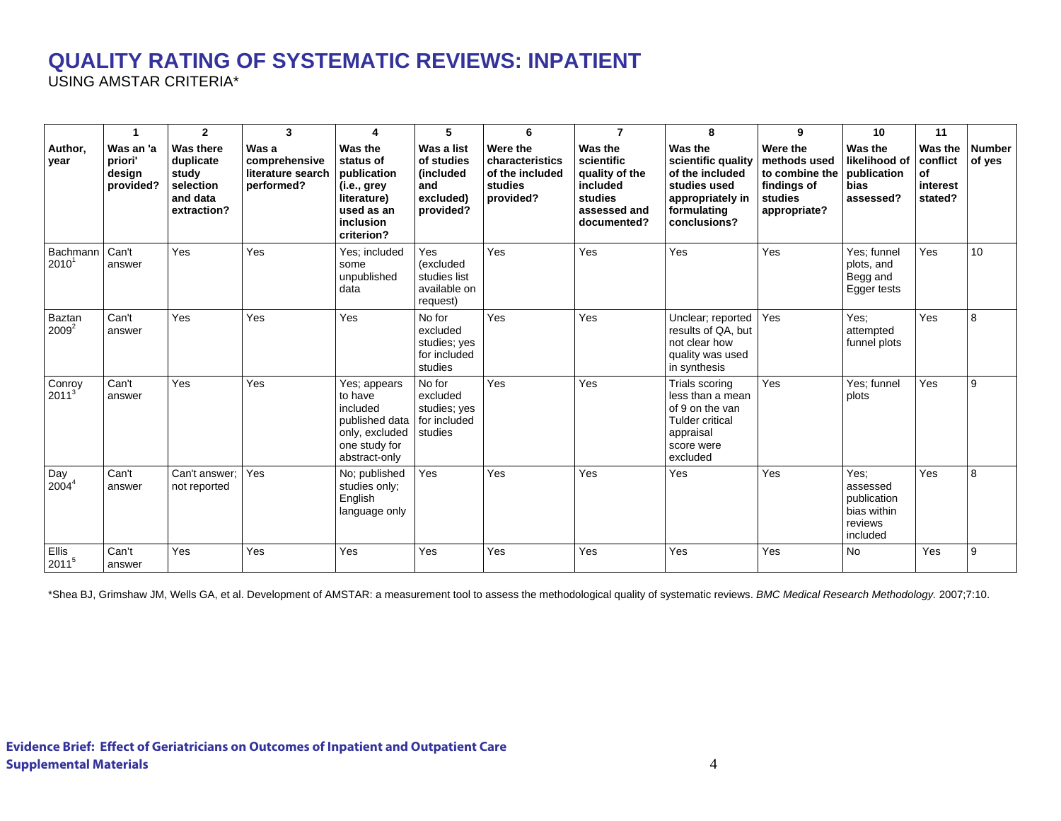# QUALITY RATING OF SYSTEMATIC REVIEWS: INPATIENT

USING AMSTAR CRITERIA*

| | 1 | 2 | 3 | 4 | 5 | 6 | 7 | 8 | 9 | 10 | 11 | |
|---|---|---|---|---|---|---|---|---|---|---|---|---|
| **Author, year** | **Was an 'a priori' design provided?** | **Was there duplicate study selection and data extraction?** | **Was a comprehensive literature search performed?** | **Was the status of publication (i.e., grey literature) used as an inclusion criterion?** | **Was a list of studies (included and excluded) provided?** | **Were the characteristics of the included studies provided?** | **Was the scientific quality of the included studies assessed and documented?** | **Was the scientific quality of the included studies used appropriately in formulating conclusions?** | **Were the methods used to combine the findings of studies appropriate?** | **Was the likelihood of publication bias assessed?** | **Was the conflict of interest stated?** | **Number of yes** |
| Bachmann 2010[1] | Can't answer | Yes | Yes | Yes; included some unpublished data | Yes (excluded studies list available on request) | Yes | Yes | Yes | Yes | Yes; funnel plots, and Begg and Egger tests | Yes | 10 |
| Baztan 2009[2] | Can't answer | Yes | Yes | Yes | No for excluded studies; yes for included studies | Yes | Yes | Unclear; reported results of QA, but not clear how quality was used in synthesis | Yes | Yes; attempted funnel plots | Yes | 8 |
| Conroy 2011[3] | Can't answer | Yes | Yes | Yes; appears to have included published data only, excluded one study for abstract-only | No for excluded studies; yes for included studies | Yes | Yes | Trials scoring less than a mean of 9 on the van Tulder critical appraisal score were excluded | Yes | Yes; funnel plots | Yes | 9 |
| Day 2004[4] | Can't answer | Can't answer; not reported | Yes | No; published studies only; English language only | Yes | Yes | Yes | Yes | Yes | Yes; assessed publication bias within reviews included | Yes | 8 |
| Ellis 2011[5] | Can't answer | Yes | Yes | Yes | Yes | Yes | Yes | Yes | Yes | No | Yes | 9 |

*Shea BJ, Grimshaw JM, Wells GA, et al. Development of AMSTAR: a measurement tool to assess the methodological quality of systematic reviews. *BMC Medical Research Methodology.* 2007;7:10.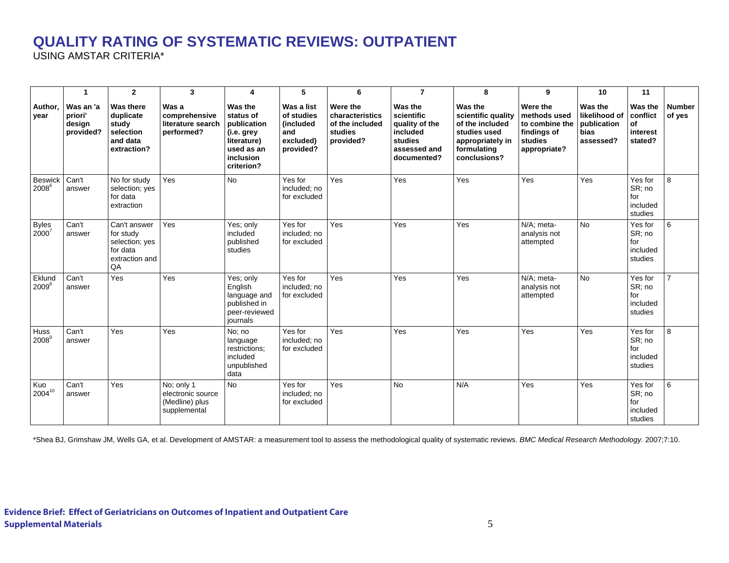# QUALITY RATING OF SYSTEMATIC REVIEWS: OUTPATIENT

USING AMSTAR CRITERIA*

| | 1 | 2 | 3 | 4 | 5 | 6 | 7 | 8 | 9 | 10 | 11 | |
|---|---|---|---|---|---|---|---|---|---|---|---|---|
| **Author, year** | **Was an 'a priori' design provided?** | **Was there duplicate study selection and data extraction?** | **Was a comprehensive literature search performed?** | **Was the status of publication (i.e. grey literature) used as an inclusion criterion?** | **Was a list of studies (included and excluded) provided?** | **Were the characteristics of the included studies provided?** | **Was the scientific quality of the included studies assessed and documented?** | **Was the scientific quality of the included studies used appropriately in formulating conclusions?** | **Were the methods used to combine the findings of studies appropriate?** | **Was the likelihood of publication bias assessed?** | **Was the conflict of interest stated?** | **Number of yes** |
| Beswick 2008[6] | Can't answer | No for study selection; yes for data extraction | Yes | No | Yes for included; no for excluded | Yes | Yes | Yes | Yes | Yes | Yes for SR; no for included studies | 8 |
| Byles 2000[7] | Can't answer | Can't answer for study selection; yes for data extraction and QA | Yes | Yes; only included published studies | Yes for included; no for excluded | Yes | Yes | Yes | N/A; meta-analysis not attempted | No | Yes for SR; no for included studies | 6 |
| Eklund 2009[8] | Can't answer | Yes | Yes | Yes; only English language and published in peer-reviewed journals | Yes for included; no for excluded | Yes | Yes | Yes | N/A; meta-analysis not attempted | No | Yes for SR; no for included studies | 7 |
| Huss 2008[9] | Can't answer | Yes | Yes | No; no language restrictions; included unpublished data | Yes for included; no for excluded | Yes | Yes | Yes | Yes | Yes | Yes for SR; no for included studies | 8 |
| Kuo 2004[10] | Can't answer | Yes | No; only 1 electronic source (Medline) plus supplemental | No | Yes for included; no for excluded | Yes | No | N/A | Yes | Yes | Yes for SR; no for included studies | 6 |

*Shea BJ, Grimshaw JM, Wells GA, et al. Development of AMSTAR: a measurement tool to assess the methodological quality of systematic reviews. *BMC Medical Research Methodology.* 2007;7:10.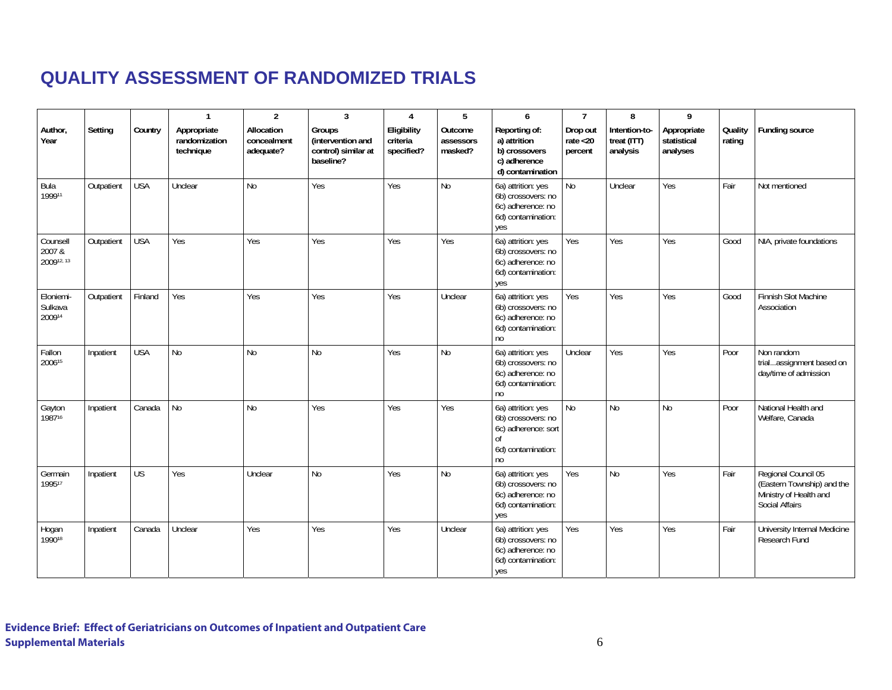# QUALITY ASSESSMENT OF RANDOMIZED TRIALS

| | | | 1 | 2 | 3 | 4 | 5 | 6 | 7 | 8 | 9 | | |
|---|---|---|---|---|---|---|---|---|---|---|---|---|---|
| Author, Year | Setting | Country | Appropriate randomization technique | Allocation concealment adequate? | Groups (intervention and control) similar at baseline? | Eligibility criteria specified? | Outcome assessors masked? | Reporting of: a) attrition b) crossovers c) adherence d) contamination | Drop out rate <20 percent | Intention-to-treat (ITT) analysis | Appropriate statistical analyses | Quality rating | Funding source |
| Bula 1999[11] | Outpatient | USA | Unclear | No | Yes | Yes | No | 6a) attrition: yes 6b) crossovers: no 6c) adherence: no 6d) contamination: yes | No | Unclear | Yes | Fair | Not mentioned |
| Counsell 2007 & 2009[12, 13] | Outpatient | USA | Yes | Yes | Yes | Yes | Yes | 6a) attrition: yes 6b) crossovers: no 6c) adherence: no 6d) contamination: yes | Yes | Yes | Yes | Good | NIA, private foundations |
| Eloniemi-Sulkava 2009[14] | Outpatient | Finland | Yes | Yes | Yes | Yes | Unclear | 6a) attrition: yes 6b) crossovers: no 6c) adherence: no 6d) contamination: no | Yes | Yes | Yes | Good | Finnish Slot Machine Association |
| Fallon 2006[15] | Inpatient | USA | No | No | No | Yes | No | 6a) attrition: yes 6b) crossovers: no 6c) adherence: no 6d) contamination: no | Unclear | Yes | Yes | Poor | Non random trial...assignment based on day/time of admission |
| Gayton 1987[16] | Inpatient | Canada | No | No | Yes | Yes | Yes | 6a) attrition: yes 6b) crossovers: no 6c) adherence: sort of 6d) contamination: no | No | No | No | Poor | National Health and Welfare, Canada |
| Germain 1995[17] | Inpatient | US | Yes | Unclear | No | Yes | No | 6a) attrition: yes 6b) crossovers: no 6c) adherence: no 6d) contamination: yes | Yes | No | Yes | Fair | Regional Council 05 (Eastern Township) and the Ministry of Health and Social Affairs |
| Hogan 1990[18] | Inpatient | Canada | Unclear | Yes | Yes | Yes | Unclear | 6a) attrition: yes 6b) crossovers: no 6c) adherence: no 6d) contamination: yes | Yes | Yes | Yes | Fair | University Internal Medicine Research Fund |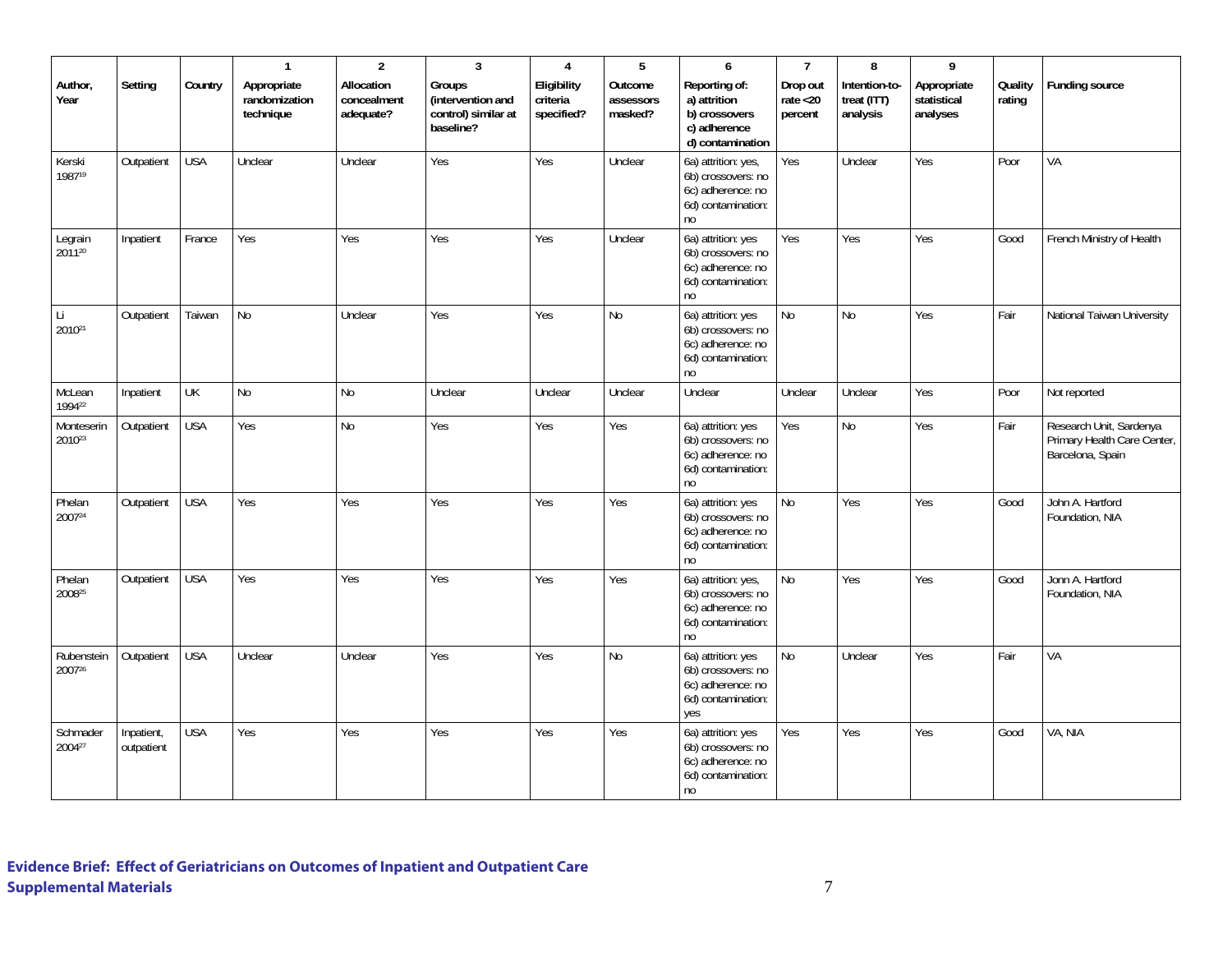| Author, Year | Setting | Country | 1<br>Appropriate randomization technique | 2<br>Allocation concealment adequate? | 3<br>Groups (intervention and control) similar at baseline? | 4<br>Eligibility criteria specified? | 5<br>Outcome assessors masked? | 6<br>Reporting of:<br>a) attrition<br>b) crossovers<br>c) adherence<br>d) contamination | 7<br>Drop out rate <20 percent | 8<br>Intention-to-treat (ITT) analysis | 9<br>Appropriate statistical analyses | Quality rating | Funding source |
|---|---|---|---|---|---|---|---|---|---|---|---|---|---|
| Kerski 1987[19] | Outpatient | USA | Unclear | Unclear | Yes | Yes | Unclear | 6a) attrition: yes, 6b) crossovers: no 6c) adherence: no 6d) contamination: no | Yes | Unclear | Yes | Poor | VA |
| Legrain 2011[20] | Inpatient | France | Yes | Yes | Yes | Yes | Unclear | 6a) attrition: yes 6b) crossovers: no 6c) adherence: no 6d) contamination: no | Yes | Yes | Yes | Good | French Ministry of Health |
| Li 2010[21] | Outpatient | Taiwan | No | Unclear | Yes | Yes | No | 6a) attrition: yes 6b) crossovers: no 6c) adherence: no 6d) contamination: no | No | No | Yes | Fair | National Taiwan University |
| McLean 1994[22] | Inpatient | UK | No | No | Unclear | Unclear | Unclear | Unclear | Unclear | Unclear | Yes | Poor | Not reported |
| Monteserin 2010[23] | Outpatient | USA | Yes | No | Yes | Yes | Yes | 6a) attrition: yes 6b) crossovers: no 6c) adherence: no 6d) contamination: no | Yes | No | Yes | Fair | Research Unit, Sardenya Primary Health Care Center, Barcelona, Spain |
| Phelan 2007[24] | Outpatient | USA | Yes | Yes | Yes | Yes | Yes | 6a) attrition: yes 6b) crossovers: no 6c) adherence: no 6d) contamination: no | No | Yes | Yes | Good | John A. Hartford Foundation, NIA |
| Phelan 2008[25] | Outpatient | USA | Yes | Yes | Yes | Yes | Yes | 6a) attrition: yes, 6b) crossovers: no 6c) adherence: no 6d) contamination: no | No | Yes | Yes | Good | Jonn A. Hartford Foundation, NIA |
| Rubenstein 2007[26] | Outpatient | USA | Unclear | Unclear | Yes | Yes | No | 6a) attrition: yes 6b) crossovers: no 6c) adherence: no 6d) contamination: yes | No | Unclear | Yes | Fair | VA |
| Schmader 2004[27] | Inpatient, outpatient | USA | Yes | Yes | Yes | Yes | Yes | 6a) attrition: yes 6b) crossovers: no 6c) adherence: no 6d) contamination: no | Yes | Yes | Yes | Good | VA, NIA |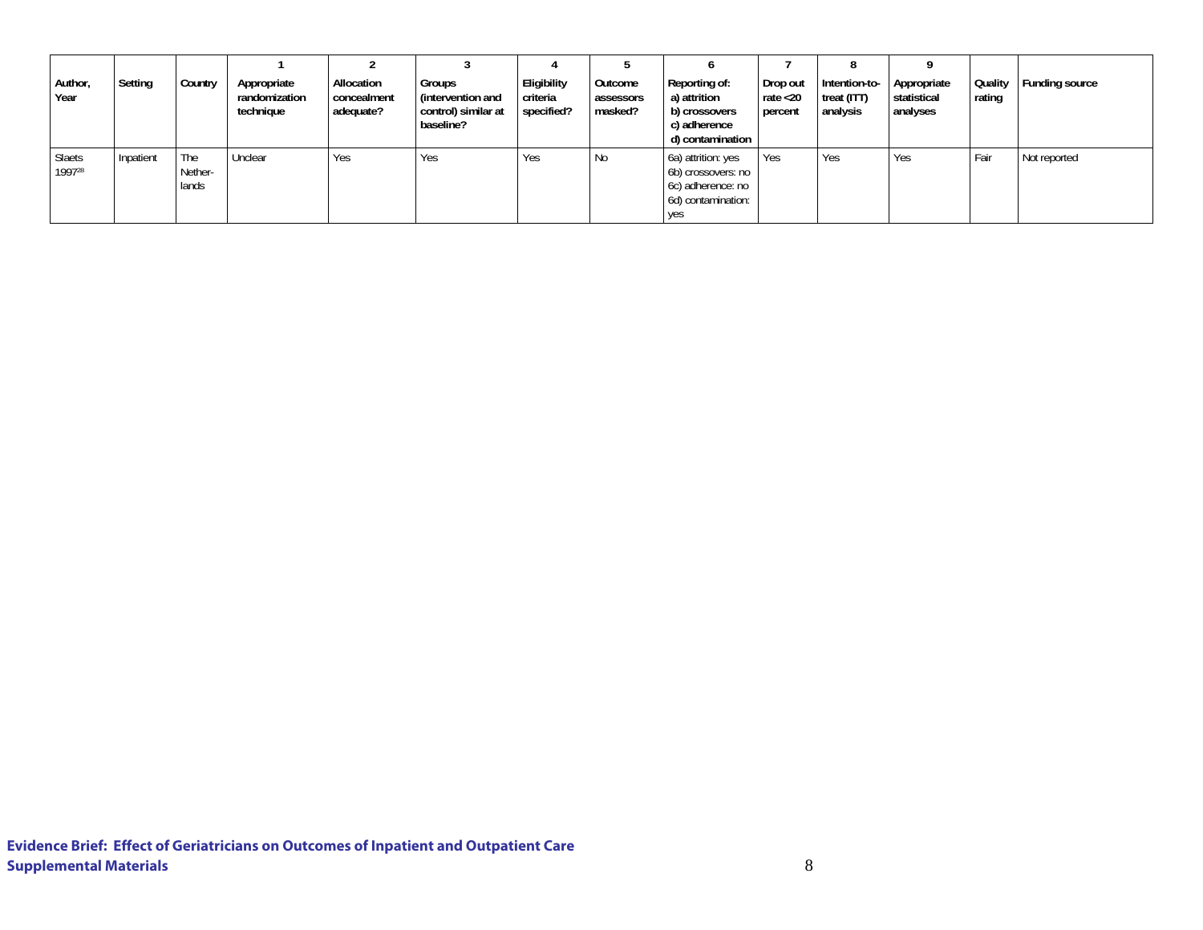| Author, Year | Setting | Country | 1<br>Appropriate randomization technique | 2<br>Allocation concealment adequate? | 3<br>Groups (intervention and control) similar at baseline? | 4<br>Eligibility criteria specified? | 5<br>Outcome assessors masked? | 6<br>Reporting of:<br>a) attrition<br>b) crossovers<br>c) adherence<br>d) contamination | 7<br>Drop out rate <20 percent | 8<br>Intention-to-treat (ITT) analysis | 9<br>Appropriate statistical analyses | Quality rating | Funding source |
|---|---|---|---|---|---|---|---|---|---|---|---|---|---|
| Slaets 1997[28] | Inpatient | The Nether-lands | Unclear | Yes | Yes | Yes | No | 6a) attrition: yes<br>6b) crossovers: no<br>6c) adherence: no<br>6d) contamination: yes | Yes | Yes | Yes | Fair | Not reported |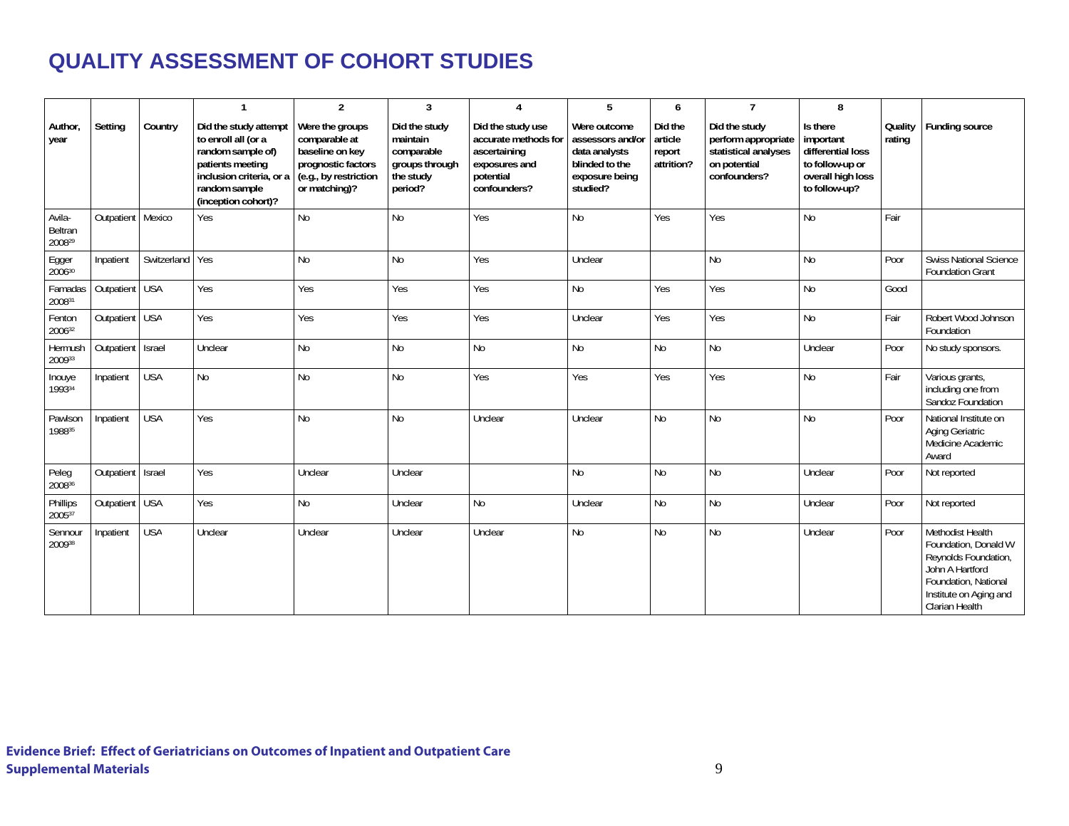# QUALITY ASSESSMENT OF COHORT STUDIES

| | | | 1 | 2 | 3 | 4 | 5 | 6 | 7 | 8 | | |
|---|---|---|---|---|---|---|---|---|---|---|---|---|
| **Author, year** | **Setting** | **Country** | **Did the study attempt to enroll all (or a random sample of) patients meeting inclusion criteria, or a random sample (inception cohort)?** | **Were the groups comparable at baseline on key prognostic factors (e.g., by restriction or matching)?** | **Did the study maintain comparable groups through the study period?** | **Did the study use accurate methods for ascertaining exposures and potential confounders?** | **Were outcome assessors and/or data analysts blinded to the exposure being studied?** | **Did the article report attrition?** | **Did the study perform appropriate statistical analyses on potential confounders?** | **Is there important differential loss to follow-up or overall high loss to follow-up?** | **Quality rating** | **Funding source** |
| Avila-Beltran 2008[29] | Outpatient | Mexico | Yes | No | No | Yes | No | Yes | Yes | No | Fair | |
| Egger 2006[30] | Inpatient | Switzerland | Yes | No | No | Yes | Unclear | | No | No | Poor | Swiss National Science Foundation Grant |
| Famadas 2008[31] | Outpatient | USA | Yes | Yes | Yes | Yes | No | Yes | Yes | No | Good | |
| Fenton 2006[32] | Outpatient | USA | Yes | Yes | Yes | Yes | Unclear | Yes | Yes | No | Fair | Robert Wood Johnson Foundation |
| Hermush 2009[33] | Outpatient | Israel | Unclear | No | No | No | No | No | No | Unclear | Poor | No study sponsors. |
| Inouye 1993[34] | Inpatient | USA | No | No | No | Yes | Yes | Yes | Yes | No | Fair | Various grants, including one from Sandoz Foundation |
| Pawlson 1988[35] | Inpatient | USA | Yes | No | No | Unclear | Unclear | No | No | No | Poor | National Institute on Aging Geriatric Medicine Academic Award |
| Peleg 2008[36] | Outpatient | Israel | Yes | Unclear | Unclear | | No | No | No | Unclear | Poor | Not reported |
| Phillips 2005[37] | Outpatient | USA | Yes | No | Unclear | No | Unclear | No | No | Unclear | Poor | Not reported |
| Sennour 2009[38] | Inpatient | USA | Unclear | Unclear | Unclear | Unclear | No | No | No | Unclear | Poor | Methodist Health Foundation, Donald W Reynolds Foundation, John A Hartford Foundation, National Institute on Aging and Clarian Health |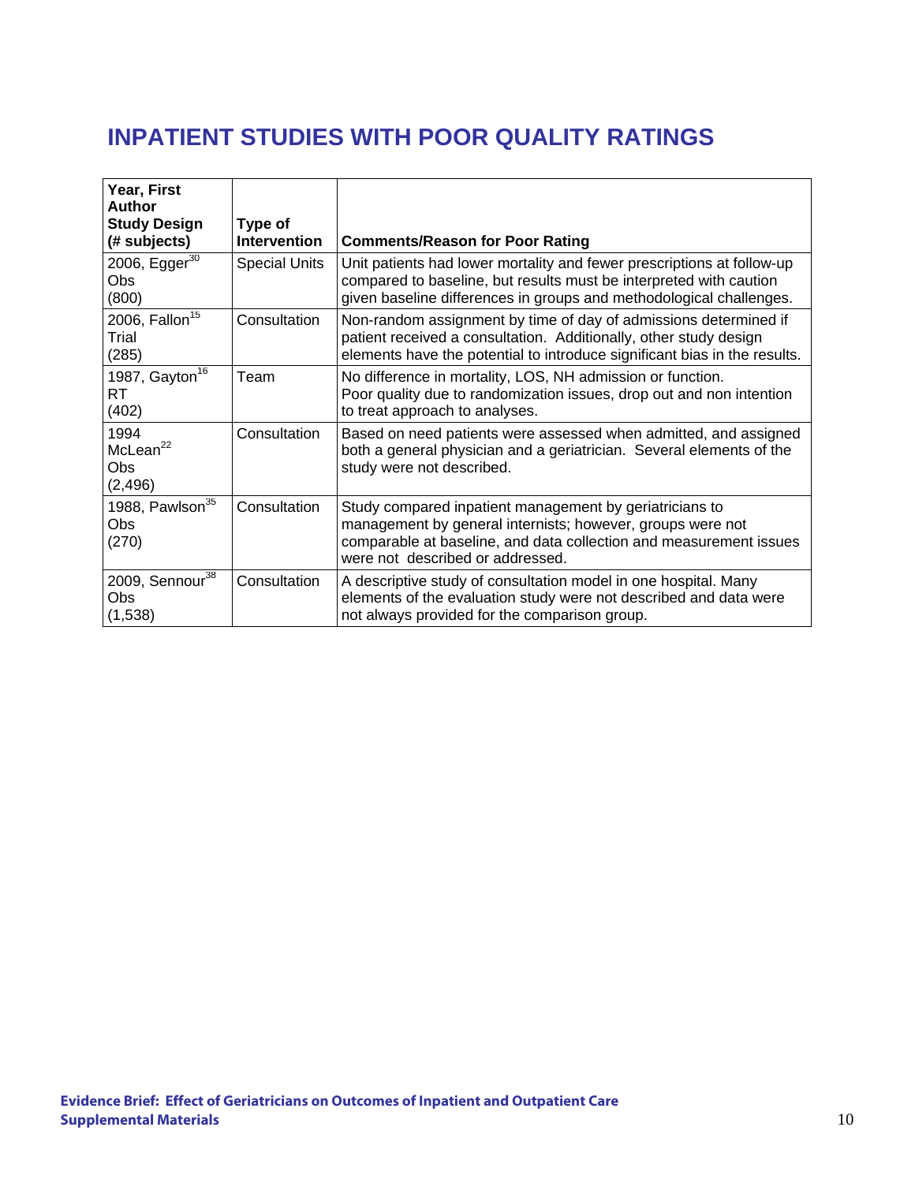## INPATIENT STUDIES WITH POOR QUALITY RATINGS

| Year, First Author Study Design (# subjects) | Type of Intervention | Comments/Reason for Poor Rating |
|---|---|---|
| 2006, Egger[30] Obs (800) | Special Units | Unit patients had lower mortality and fewer prescriptions at follow-up compared to baseline, but results must be interpreted with caution given baseline differences in groups and methodological challenges. |
| 2006, Fallon[15] Trial (285) | Consultation | Non-random assignment by time of day of admissions determined if patient received a consultation. Additionally, other study design elements have the potential to introduce significant bias in the results. |
| 1987, Gayton[16] RT (402) | Team | No difference in mortality, LOS, NH admission or function. Poor quality due to randomization issues, drop out and non intention to treat approach to analyses. |
| 1994 McLean[22] Obs (2,496) | Consultation | Based on need patients were assessed when admitted, and assigned both a general physician and a geriatrician. Several elements of the study were not described. |
| 1988, Pawlson[35] Obs (270) | Consultation | Study compared inpatient management by geriatricians to management by general internists; however, groups were not comparable at baseline, and data collection and measurement issues were not described or addressed. |
| 2009, Sennour[38] Obs (1,538) | Consultation | A descriptive study of consultation model in one hospital. Many elements of the evaluation study were not described and data were not always provided for the comparison group. |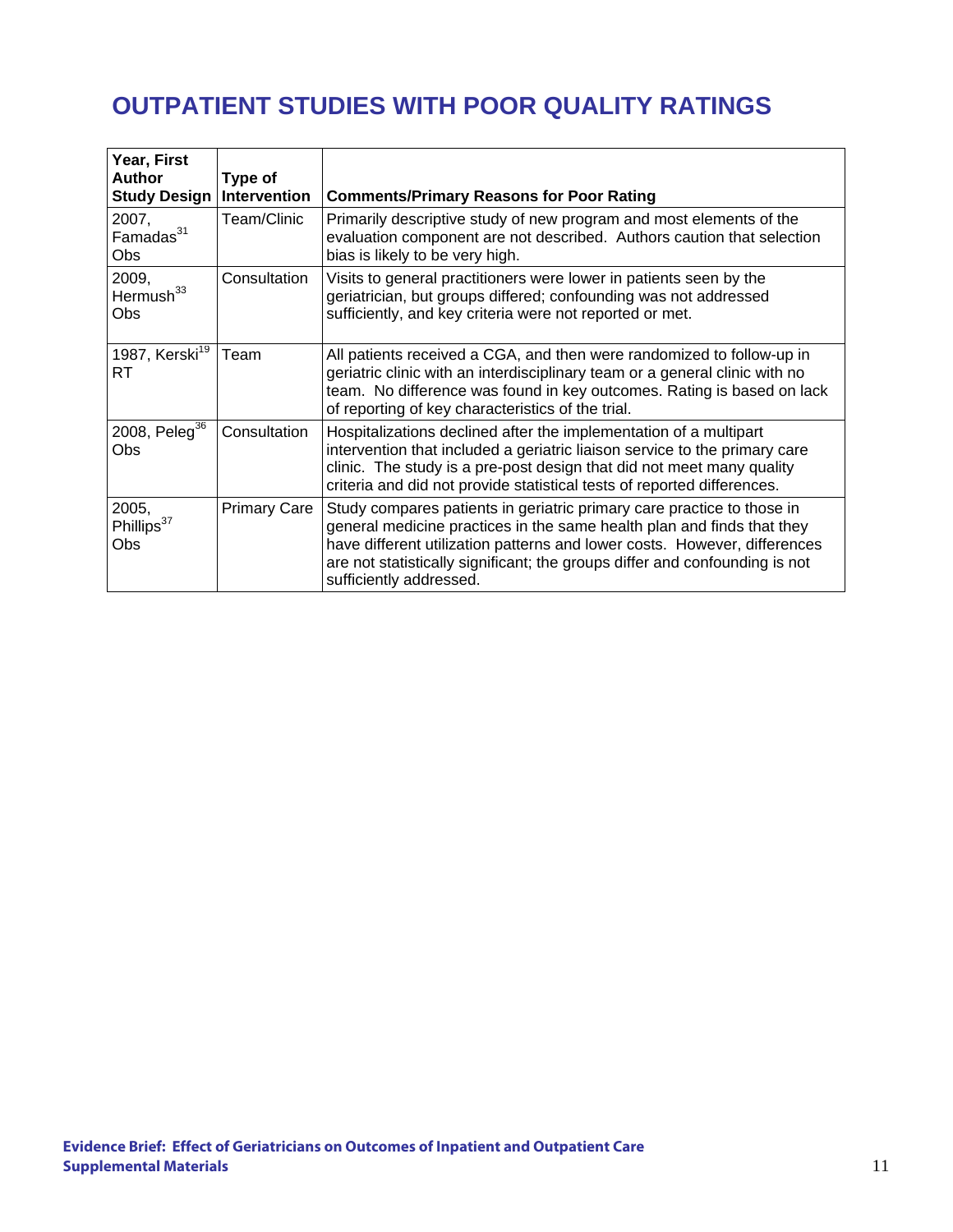# OUTPATIENT STUDIES WITH POOR QUALITY RATINGS

| Year, First Author Study Design | Type of Intervention | Comments/Primary Reasons for Poor Rating |
|---|---|---|
| 2007, Famadas[31] Obs | Team/Clinic | Primarily descriptive study of new program and most elements of the evaluation component are not described. Authors caution that selection bias is likely to be very high. |
| 2009, Hermush[33] Obs | Consultation | Visits to general practitioners were lower in patients seen by the geriatrician, but groups differed; confounding was not addressed sufficiently, and key criteria were not reported or met. |
| 1987, Kerski[19] RT | Team | All patients received a CGA, and then were randomized to follow-up in geriatric clinic with an interdisciplinary team or a general clinic with no team. No difference was found in key outcomes. Rating is based on lack of reporting of key characteristics of the trial. |
| 2008, Peleg[36] Obs | Consultation | Hospitalizations declined after the implementation of a multipart intervention that included a geriatric liaison service to the primary care clinic. The study is a pre-post design that did not meet many quality criteria and did not provide statistical tests of reported differences. |
| 2005, Phillips[37] Obs | Primary Care | Study compares patients in geriatric primary care practice to those in general medicine practices in the same health plan and finds that they have different utilization patterns and lower costs. However, differences are not statistically significant; the groups differ and confounding is not sufficiently addressed. |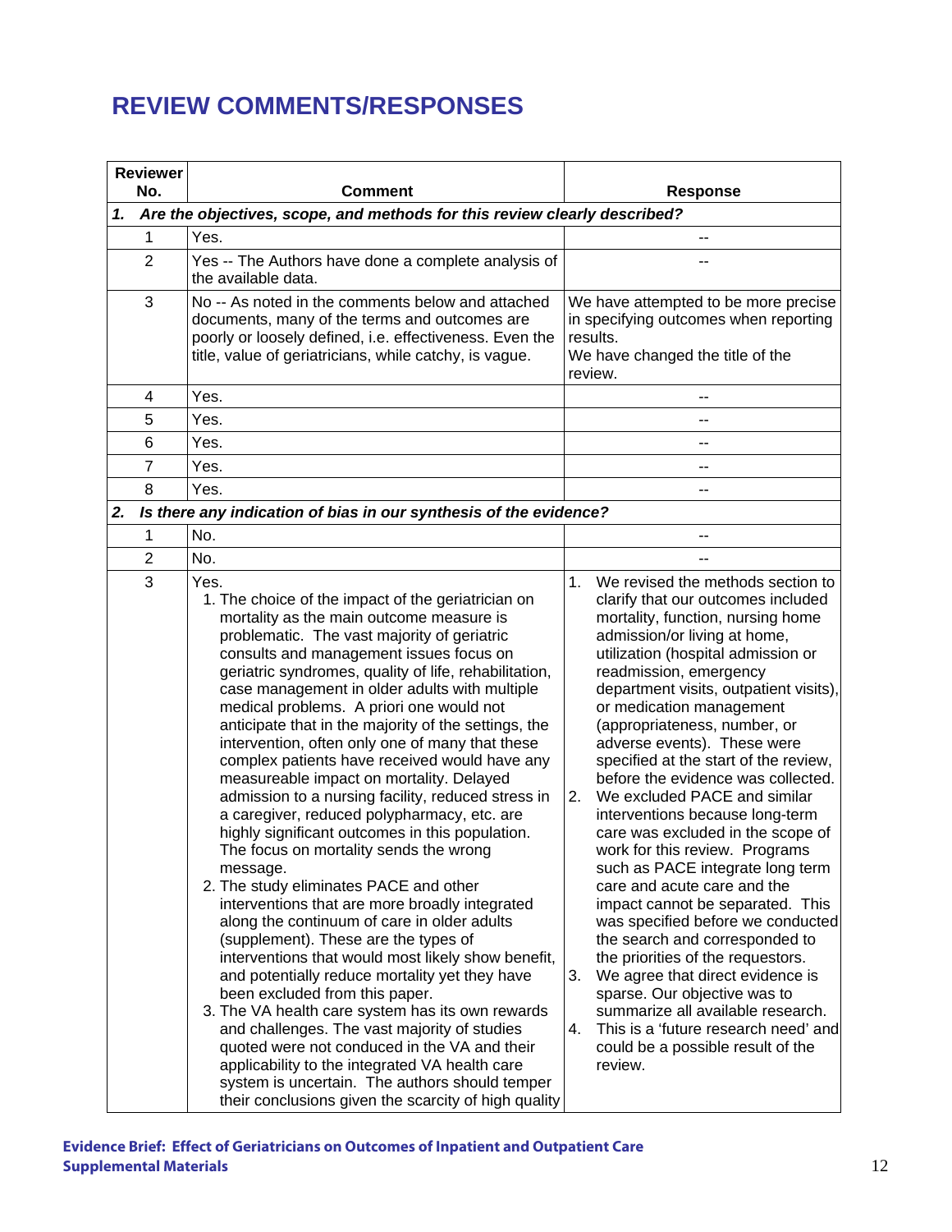# REVIEW COMMENTS/RESPONSES

| Reviewer No. | Comment | Response |
|---|---|---|
| ***1. Are the objectives, scope, and methods for this review clearly described?*** | | |
| 1 | Yes. | -- |
| 2 | Yes -- The Authors have done a complete analysis of the available data. | -- |
| 3 | No -- As noted in the comments below and attached documents, many of the terms and outcomes are poorly or loosely defined, i.e. effectiveness. Even the title, value of geriatricians, while catchy, is vague. | We have attempted to be more precise in specifying outcomes when reporting results.<br>We have changed the title of the review. |
| 4 | Yes. | -- |
| 5 | Yes. | -- |
| 6 | Yes. | -- |
| 7 | Yes. | -- |
| 8 | Yes. | -- |
| ***2. Is there any indication of bias in our synthesis of the evidence?*** | | |
| 1 | No. | -- |
| 2 | No. | -- |
| 3 | Yes.<br>1. The choice of the impact of the geriatrician on mortality as the main outcome measure is problematic. The vast majority of geriatric consults and management issues focus on geriatric syndromes, quality of life, rehabilitation, case management in older adults with multiple medical problems. A priori one would not anticipate that in the majority of the settings, the intervention, often only one of many that these complex patients have received would have any measureable impact on mortality. Delayed admission to a nursing facility, reduced stress in a caregiver, reduced polypharmacy, etc. are highly significant outcomes in this population. The focus on mortality sends the wrong message.<br>2. The study eliminates PACE and other interventions that are more broadly integrated along the continuum of care in older adults (supplement). These are the types of interventions that would most likely show benefit, and potentially reduce mortality yet they have been excluded from this paper.<br>3. The VA health care system has its own rewards and challenges. The vast majority of studies quoted were not conduced in the VA and their applicability to the integrated VA health care system is uncertain. The authors should temper their conclusions given the scarcity of high quality | 1. We revised the methods section to clarify that our outcomes included mortality, function, nursing home admission/or living at home, utilization (hospital admission or readmission, emergency department visits, outpatient visits), or medication management (appropriateness, number, or adverse events). These were specified at the start of the review, before the evidence was collected.<br>2. We excluded PACE and similar interventions because long-term care was excluded in the scope of work for this review. Programs such as PACE integrate long term care and acute care and the impact cannot be separated. This was specified before we conducted the search and corresponded to the priorities of the requestors.<br>3. We agree that direct evidence is sparse. Our objective was to summarize all available research.<br>4. This is a 'future research need' and could be a possible result of the review. |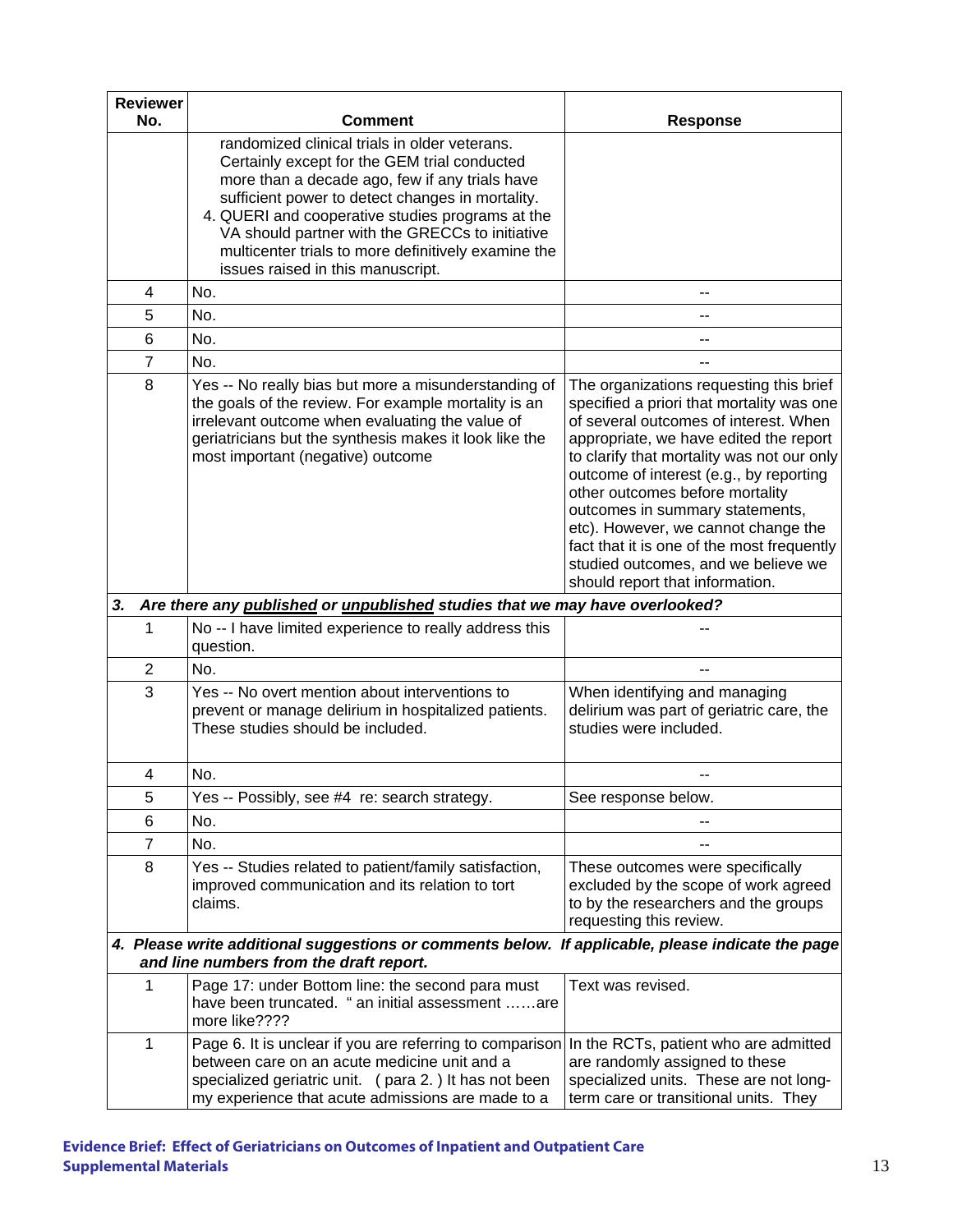| Reviewer No. | Comment | Response |
|---|---|---|
| | randomized clinical trials in older veterans. Certainly except for the GEM trial conducted more than a decade ago, few if any trials have sufficient power to detect changes in mortality.<br>4. QUERI and cooperative studies programs at the VA should partner with the GRECCs to initiative multicenter trials to more definitively examine the issues raised in this manuscript. | |
| 4 | No. | -- |
| 5 | No. | -- |
| 6 | No. | -- |
| 7 | No. | -- |
| 8 | Yes -- No really bias but more a misunderstanding of the goals of the review. For example mortality is an irrelevant outcome when evaluating the value of geriatricians but the synthesis makes it look like the most important (negative) outcome | The organizations requesting this brief specified a priori that mortality was one of several outcomes of interest. When appropriate, we have edited the report to clarify that mortality was not our only outcome of interest (e.g., by reporting other outcomes before mortality outcomes in summary statements, etc). However, we cannot change the fact that it is one of the most frequently studied outcomes, and we believe we should report that information. |
| ***3. Are there any <u>published</u> or <u>unpublished</u> studies that we may have overlooked?*** | | |
| 1 | No -- I have limited experience to really address this question. | -- |
| 2 | No. | -- |
| 3 | Yes -- No overt mention about interventions to prevent or manage delirium in hospitalized patients. These studies should be included. | When identifying and managing delirium was part of geriatric care, the studies were included. |
| 4 | No. | -- |
| 5 | Yes -- Possibly, see #4 re: search strategy. | See response below. |
| 6 | No. | -- |
| 7 | No. | -- |
| 8 | Yes -- Studies related to patient/family satisfaction, improved communication and its relation to tort claims. | These outcomes were specifically excluded by the scope of work agreed to by the researchers and the groups requesting this review. |
| ***4. Please write additional suggestions or comments below. If applicable, please indicate the page and line numbers from the draft report.*** | | |
| 1 | Page 17: under Bottom line: the second para must have been truncated. " an initial assessment ……are more like???? | Text was revised. |
| 1 | Page 6. It is unclear if you are referring to comparison between care on an acute medicine unit and a specialized geriatric unit. ( para 2. ) It has not been my experience that acute admissions are made to a | In the RCTs, patient who are admitted are randomly assigned to these specialized units. These are not long-term care or transitional units. They |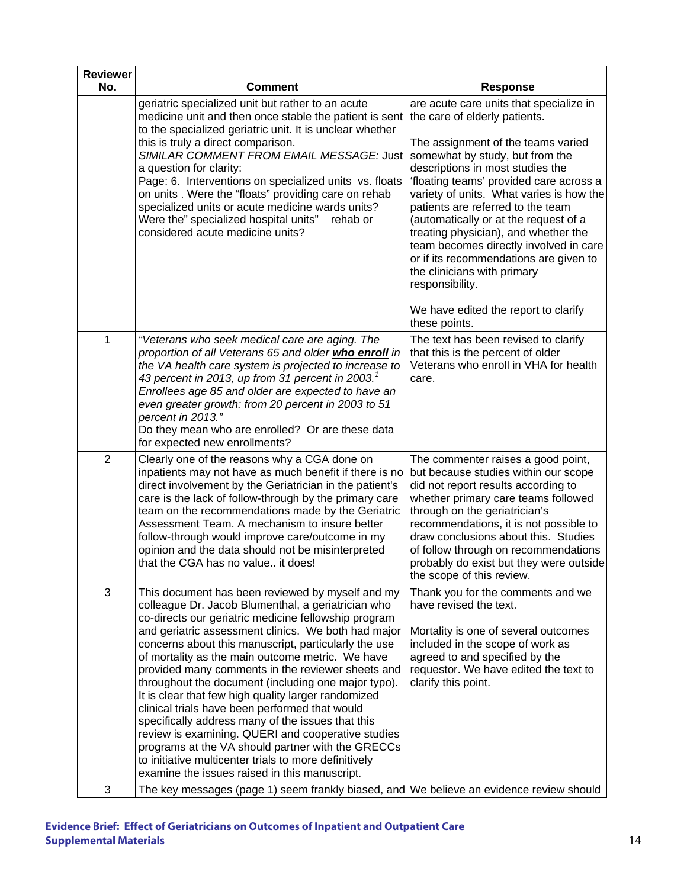| Reviewer No. | Comment | Response |
|---|---|---|
| | geriatric specialized unit but rather to an acute medicine unit and then once stable the patient is sent to the specialized geriatric unit. It is unclear whether this is truly a direct comparison. *SIMILAR COMMENT FROM EMAIL MESSAGE:* Just a question for clarity: Page: 6. Interventions on specialized units vs. floats on units . Were the "floats" providing care on rehab specialized units or acute medicine wards units? Were the" specialized hospital units" rehab or considered acute medicine units? | are acute care units that specialize in the care of elderly patients. The assignment of the teams varied somewhat by study, but from the descriptions in most studies the 'floating teams' provided care across a variety of units. What varies is how the patients are referred to the team (automatically or at the request of a treating physician), and whether the team becomes directly involved in care or if its recommendations are given to the clinicians with primary responsibility. We have edited the report to clarify these points. |
| 1 | *"Veterans who seek medical care are aging. The proportion of all Veterans 65 and older* ***who enroll*** *in the VA health care system is projected to increase to 43 percent in 2013, up from 31 percent in 2003.[1] Enrollees age 85 and older are expected to have an even greater growth: from 20 percent in 2003 to 51 percent in 2013."* Do they mean who are enrolled? Or are these data for expected new enrollments? | The text has been revised to clarify that this is the percent of older Veterans who enroll in VHA for health care. |
| 2 | Clearly one of the reasons why a CGA done on inpatients may not have as much benefit if there is no direct involvement by the Geriatrician in the patient's care is the lack of follow-through by the primary care team on the recommendations made by the Geriatric Assessment Team. A mechanism to insure better follow-through would improve care/outcome in my opinion and the data should not be misinterpreted that the CGA has no value.. it does! | The commenter raises a good point, but because studies within our scope did not report results according to whether primary care teams followed through on the geriatrician's recommendations, it is not possible to draw conclusions about this. Studies of follow through on recommendations probably do exist but they were outside the scope of this review. |
| 3 | This document has been reviewed by myself and my colleague Dr. Jacob Blumenthal, a geriatrician who co-directs our geriatric medicine fellowship program and geriatric assessment clinics. We both had major concerns about this manuscript, particularly the use of mortality as the main outcome metric. We have provided many comments in the reviewer sheets and throughout the document (including one major typo). It is clear that few high quality larger randomized clinical trials have been performed that would specifically address many of the issues that this review is examining. QUERI and cooperative studies programs at the VA should partner with the GRECCs to initiative multicenter trials to more definitively examine the issues raised in this manuscript. | Thank you for the comments and we have revised the text. Mortality is one of several outcomes included in the scope of work as agreed to and specified by the requestor. We have edited the text to clarify this point. |
| 3 | The key messages (page 1) seem frankly biased, and | We believe an evidence review should |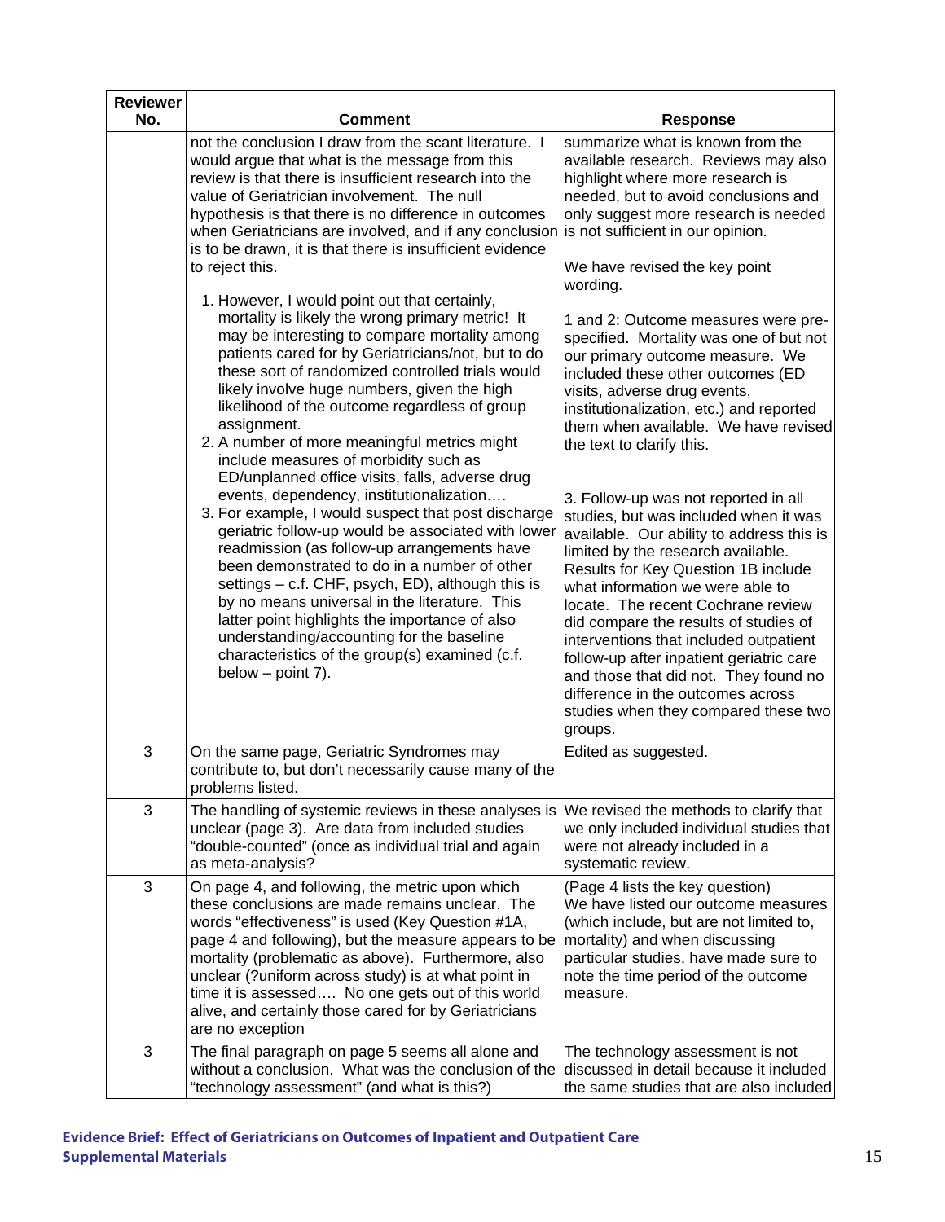| Reviewer No. | Comment | Response |
|---|---|---|
| | not the conclusion I draw from the scant literature. I would argue that what is the message from this review is that there is insufficient research into the value of Geriatrician involvement. The null hypothesis is that there is no difference in outcomes when Geriatricians are involved, and if any conclusion is to be drawn, it is that there is insufficient evidence to reject this.<br><br>1. However, I would point out that certainly, mortality is likely the wrong primary metric! It may be interesting to compare mortality among patients cared for by Geriatricians/not, but to do these sort of randomized controlled trials would likely involve huge numbers, given the high likelihood of the outcome regardless of group assignment.<br>2. A number of more meaningful metrics might include measures of morbidity such as ED/unplanned office visits, falls, adverse drug events, dependency, institutionalization….<br>3. For example, I would suspect that post discharge geriatric follow-up would be associated with lower readmission (as follow-up arrangements have been demonstrated to do in a number of other settings – c.f. CHF, psych, ED), although this is by no means universal in the literature. This latter point highlights the importance of also understanding/accounting for the baseline characteristics of the group(s) examined (c.f. below – point 7). | summarize what is known from the available research. Reviews may also highlight where more research is needed, but to avoid conclusions and only suggest more research is needed is not sufficient in our opinion.<br><br>We have revised the key point wording.<br><br>1 and 2: Outcome measures were pre-specified. Mortality was one of but not our primary outcome measure. We included these other outcomes (ED visits, adverse drug events, institutionalization, etc.) and reported them when available. We have revised the text to clarify this.<br><br>3. Follow-up was not reported in all studies, but was included when it was available. Our ability to address this is limited by the research available. Results for Key Question 1B include what information we were able to locate. The recent Cochrane review did compare the results of studies of interventions that included outpatient follow-up after inpatient geriatric care and those that did not. They found no difference in the outcomes across studies when they compared these two groups. |
| 3 | On the same page, Geriatric Syndromes may contribute to, but don't necessarily cause many of the problems listed. | Edited as suggested. |
| 3 | The handling of systemic reviews in these analyses is unclear (page 3). Are data from included studies "double-counted" (once as individual trial and again as meta-analysis? | We revised the methods to clarify that we only included individual studies that were not already included in a systematic review. |
| 3 | On page 4, and following, the metric upon which these conclusions are made remains unclear. The words "effectiveness" is used (Key Question #1A, page 4 and following), but the measure appears to be mortality (problematic as above). Furthermore, also unclear (?uniform across study) is at what point in time it is assessed…. No one gets out of this world alive, and certainly those cared for by Geriatricians are no exception | (Page 4 lists the key question)<br>We have listed our outcome measures (which include, but are not limited to, mortality) and when discussing particular studies, have made sure to note the time period of the outcome measure. |
| 3 | The final paragraph on page 5 seems all alone and without a conclusion. What was the conclusion of the "technology assessment" (and what is this?) | The technology assessment is not discussed in detail because it included the same studies that are also included |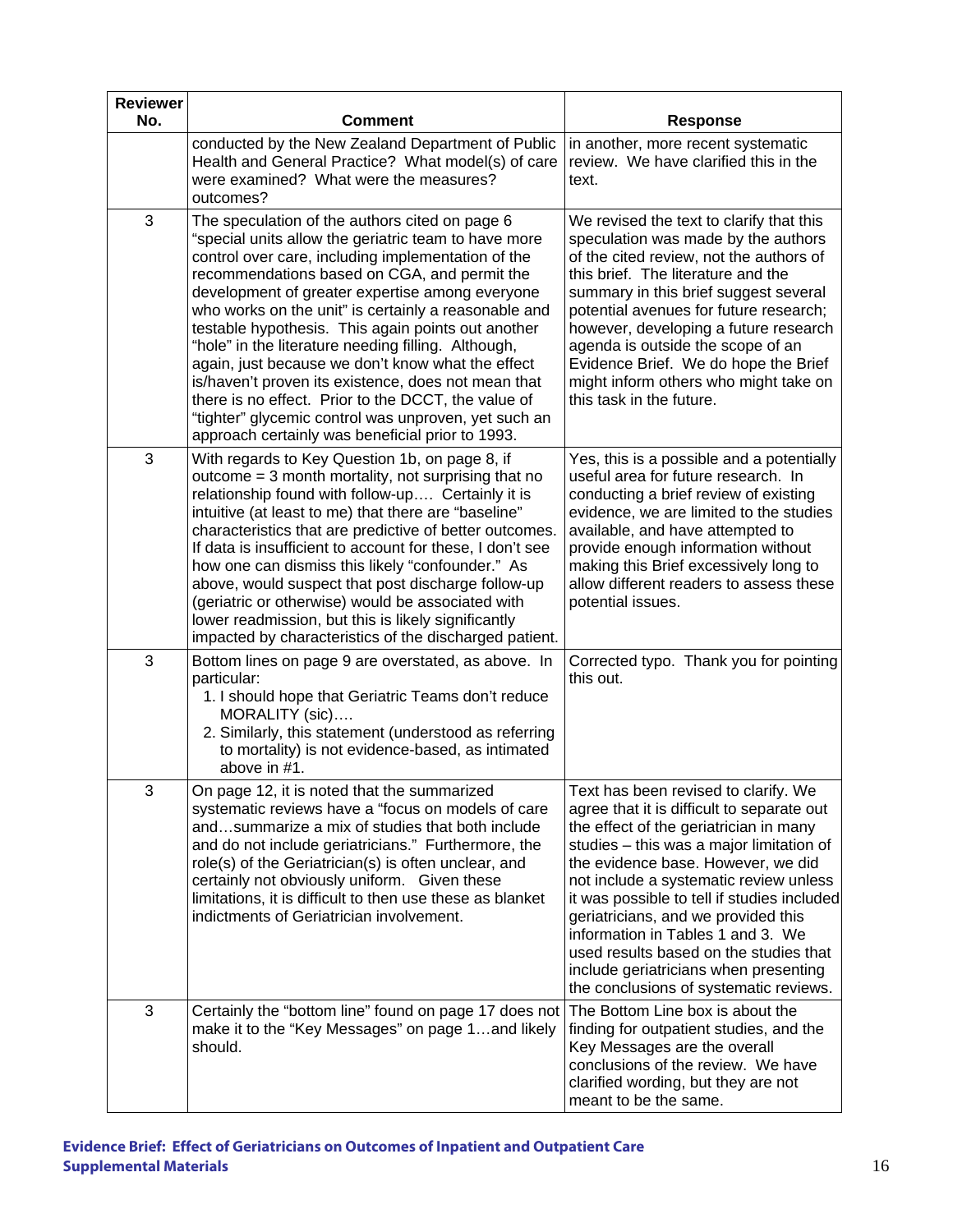| Reviewer No. | Comment | Response |
|---|---|---|
| | conducted by the New Zealand Department of Public Health and General Practice? What model(s) of care were examined? What were the measures? outcomes? | in another, more recent systematic review. We have clarified this in the text. |
| 3 | The speculation of the authors cited on page 6 "special units allow the geriatric team to have more control over care, including implementation of the recommendations based on CGA, and permit the development of greater expertise among everyone who works on the unit" is certainly a reasonable and testable hypothesis. This again points out another "hole" in the literature needing filling. Although, again, just because we don't know what the effect is/haven't proven its existence, does not mean that there is no effect. Prior to the DCCT, the value of "tighter" glycemic control was unproven, yet such an approach certainly was beneficial prior to 1993. | We revised the text to clarify that this speculation was made by the authors of the cited review, not the authors of this brief. The literature and the summary in this brief suggest several potential avenues for future research; however, developing a future research agenda is outside the scope of an Evidence Brief. We do hope the Brief might inform others who might take on this task in the future. |
| 3 | With regards to Key Question 1b, on page 8, if outcome = 3 month mortality, not surprising that no relationship found with follow-up…. Certainly it is intuitive (at least to me) that there are "baseline" characteristics that are predictive of better outcomes. If data is insufficient to account for these, I don't see how one can dismiss this likely "confounder." As above, would suspect that post discharge follow-up (geriatric or otherwise) would be associated with lower readmission, but this is likely significantly impacted by characteristics of the discharged patient. | Yes, this is a possible and a potentially useful area for future research. In conducting a brief review of existing evidence, we are limited to the studies available, and have attempted to provide enough information without making this Brief excessively long to allow different readers to assess these potential issues. |
| 3 | Bottom lines on page 9 are overstated, as above. In particular:<br>1. I should hope that Geriatric Teams don't reduce MORALITY (sic)….<br>2. Similarly, this statement (understood as referring to mortality) is not evidence-based, as intimated above in #1. | Corrected typo. Thank you for pointing this out. |
| 3 | On page 12, it is noted that the summarized systematic reviews have a "focus on models of care and…summarize a mix of studies that both include and do not include geriatricians." Furthermore, the role(s) of the Geriatrician(s) is often unclear, and certainly not obviously uniform. Given these limitations, it is difficult to then use these as blanket indictments of Geriatrician involvement. | Text has been revised to clarify. We agree that it is difficult to separate out the effect of the geriatrician in many studies – this was a major limitation of the evidence base. However, we did not include a systematic review unless it was possible to tell if studies included geriatricians, and we provided this information in Tables 1 and 3. We used results based on the studies that include geriatricians when presenting the conclusions of systematic reviews. |
| 3 | Certainly the "bottom line" found on page 17 does not make it to the "Key Messages" on page 1…and likely should. | The Bottom Line box is about the finding for outpatient studies, and the Key Messages are the overall conclusions of the review. We have clarified wording, but they are not meant to be the same. |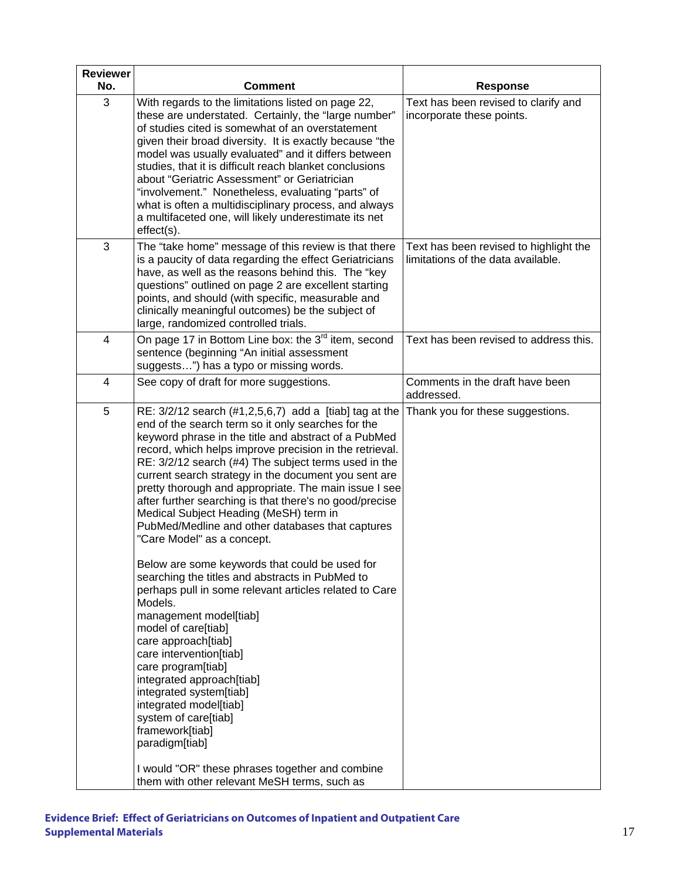| Reviewer No. | Comment | Response |
|---|---|---|
| 3 | With regards to the limitations listed on page 22, these are understated. Certainly, the "large number" of studies cited is somewhat of an overstatement given their broad diversity. It is exactly because "the model was usually evaluated" and it differs between studies, that it is difficult reach blanket conclusions about "Geriatric Assessment" or Geriatrician "involvement." Nonetheless, evaluating "parts" of what is often a multidisciplinary process, and always a multifaceted one, will likely underestimate its net effect(s). | Text has been revised to clarify and incorporate these points. |
| 3 | The "take home" message of this review is that there is a paucity of data regarding the effect Geriatricians have, as well as the reasons behind this. The "key questions" outlined on page 2 are excellent starting points, and should (with specific, measurable and clinically meaningful outcomes) be the subject of large, randomized controlled trials. | Text has been revised to highlight the limitations of the data available. |
| 4 | On page 17 in Bottom Line box: the 3rd item, second sentence (beginning "An initial assessment suggests…") has a typo or missing words. | Text has been revised to address this. |
| 4 | See copy of draft for more suggestions. | Comments in the draft have been addressed. |
| 5 | RE: 3/2/12 search (#1,2,5,6,7) add a [tiab] tag at the end of the search term so it only searches for the keyword phrase in the title and abstract of a PubMed record, which helps improve precision in the retrieval. RE: 3/2/12 search (#4) The subject terms used in the current search strategy in the document you sent are pretty thorough and appropriate. The main issue I see after further searching is that there's no good/precise Medical Subject Heading (MeSH) term in PubMed/Medline and other databases that captures "Care Model" as a concept.<br><br>Below are some keywords that could be used for searching the titles and abstracts in PubMed to perhaps pull in some relevant articles related to Care Models.<br>management model[tiab]<br>model of care[tiab]<br>care approach[tiab]<br>care intervention[tiab]<br>care program[tiab]<br>integrated approach[tiab]<br>integrated system[tiab]<br>integrated model[tiab]<br>system of care[tiab]<br>framework[tiab]<br>paradigm[tiab]<br><br>I would "OR" these phrases together and combine them with other relevant MeSH terms, such as | Thank you for these suggestions. |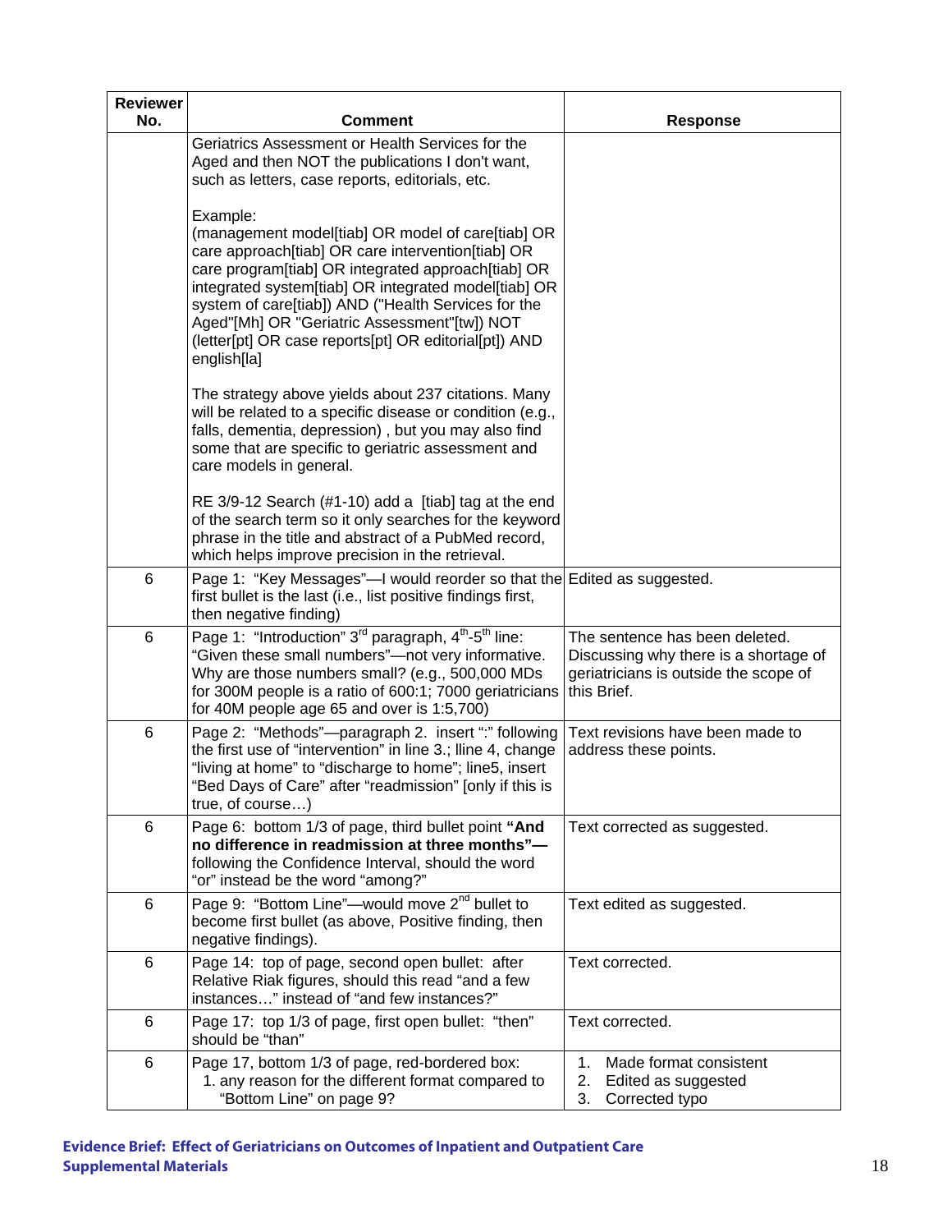| Reviewer No. | Comment | Response |
|---|---|---|
| | Geriatrics Assessment or Health Services for the Aged and then NOT the publications I don't want, such as letters, case reports, editorials, etc.<br><br>Example:<br>(management model[tiab] OR model of care[tiab] OR care approach[tiab] OR care intervention[tiab] OR care program[tiab] OR integrated approach[tiab] OR integrated system[tiab] OR integrated model[tiab] OR system of care[tiab]) AND ("Health Services for the Aged"[Mh] OR "Geriatric Assessment"[tw]) NOT (letter[pt] OR case reports[pt] OR editorial[pt]) AND english[la]<br><br>The strategy above yields about 237 citations. Many will be related to a specific disease or condition (e.g., falls, dementia, depression) , but you may also find some that are specific to geriatric assessment and care models in general.<br><br>RE 3/9-12 Search (#1-10) add a [tiab] tag at the end of the search term so it only searches for the keyword phrase in the title and abstract of a PubMed record, which helps improve precision in the retrieval. | |
| 6 | Page 1: "Key Messages"—I would reorder so that the first bullet is the last (i.e., list positive findings first, then negative finding) | Edited as suggested. |
| 6 | Page 1: "Introduction" 3rd paragraph, 4th-5th line: "Given these small numbers"—not very informative. Why are those numbers small? (e.g., 500,000 MDs for 300M people is a ratio of 600:1; 7000 geriatricians for 40M people age 65 and over is 1:5,700) | The sentence has been deleted. Discussing why there is a shortage of geriatricians is outside the scope of this Brief. |
| 6 | Page 2: "Methods"—paragraph 2. insert ":" following the first use of "intervention" in line 3.; lline 4, change "living at home" to "discharge to home"; line5, insert "Bed Days of Care" after "readmission" [only if this is true, of course…) | Text revisions have been made to address these points. |
| 6 | Page 6: bottom 1/3 of page, third bullet point **"And no difference in readmission at three months"—** following the Confidence Interval, should the word "or" instead be the word "among?" | Text corrected as suggested. |
| 6 | Page 9: "Bottom Line"—would move 2nd bullet to become first bullet (as above, Positive finding, then negative findings). | Text edited as suggested. |
| 6 | Page 14: top of page, second open bullet: after Relative Riak figures, should this read "and a few instances…" instead of "and few instances?" | Text corrected. |
| 6 | Page 17: top 1/3 of page, first open bullet: "then" should be "than" | Text corrected. |
| 6 | Page 17, bottom 1/3 of page, red-bordered box:<br>1. any reason for the different format compared to "Bottom Line" on page 9? | 1. Made format consistent<br>2. Edited as suggested<br>3. Corrected typo |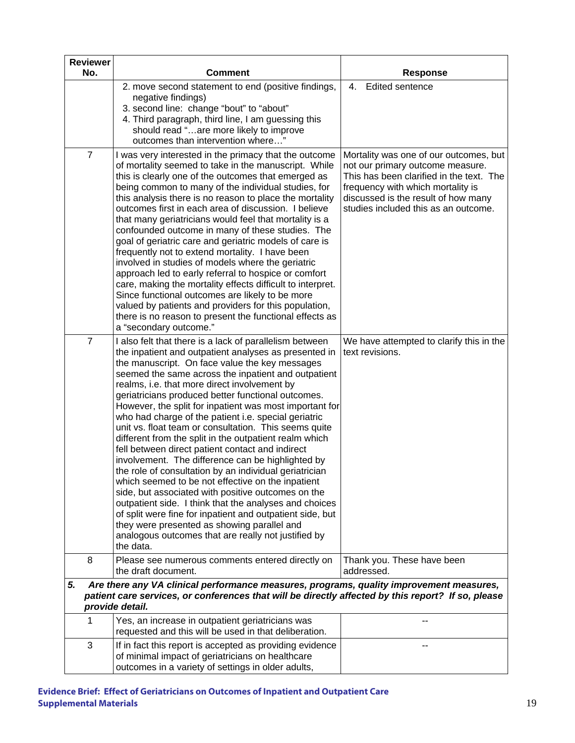| Reviewer No. | Comment | Response |
|---|---|---|
| | 2. move second statement to end (positive findings, negative findings)<br>3. second line: change "bout" to "about"<br>4. Third paragraph, third line, I am guessing this should read "…are more likely to improve outcomes than intervention where…" | 4. Edited sentence |
| 7 | I was very interested in the primacy that the outcome of mortality seemed to take in the manuscript. While this is clearly one of the outcomes that emerged as being common to many of the individual studies, for this analysis there is no reason to place the mortality outcomes first in each area of discussion. I believe that many geriatricians would feel that mortality is a confounded outcome in many of these studies. The goal of geriatric care and geriatric models of care is frequently not to extend mortality. I have been involved in studies of models where the geriatric approach led to early referral to hospice or comfort care, making the mortality effects difficult to interpret. Since functional outcomes are likely to be more valued by patients and providers for this population, there is no reason to present the functional effects as a "secondary outcome." | Mortality was one of our outcomes, but not our primary outcome measure. This has been clarified in the text. The frequency with which mortality is discussed is the result of how many studies included this as an outcome. |
| 7 | I also felt that there is a lack of parallelism between the inpatient and outpatient analyses as presented in the manuscript. On face value the key messages seemed the same across the inpatient and outpatient realms, i.e. that more direct involvement by geriatricians produced better functional outcomes. However, the split for inpatient was most important for who had charge of the patient i.e. special geriatric unit vs. float team or consultation. This seems quite different from the split in the outpatient realm which fell between direct patient contact and indirect involvement. The difference can be highlighted by the role of consultation by an individual geriatrician which seemed to be not effective on the inpatient side, but associated with positive outcomes on the outpatient side. I think that the analyses and choices of split were fine for inpatient and outpatient side, but they were presented as showing parallel and analogous outcomes that are really not justified by the data. | We have attempted to clarify this in the text revisions. |
| 8 | Please see numerous comments entered directly on the draft document. | Thank you. These have been addressed. |
| ***5. Are there any VA clinical performance measures, programs, quality improvement measures, patient care services, or conferences that will be directly affected by this report? If so, please provide detail.*** | | |
| 1 | Yes, an increase in outpatient geriatricians was requested and this will be used in that deliberation. | -- |
| 3 | If in fact this report is accepted as providing evidence of minimal impact of geriatricians on healthcare outcomes in a variety of settings in older adults, | -- |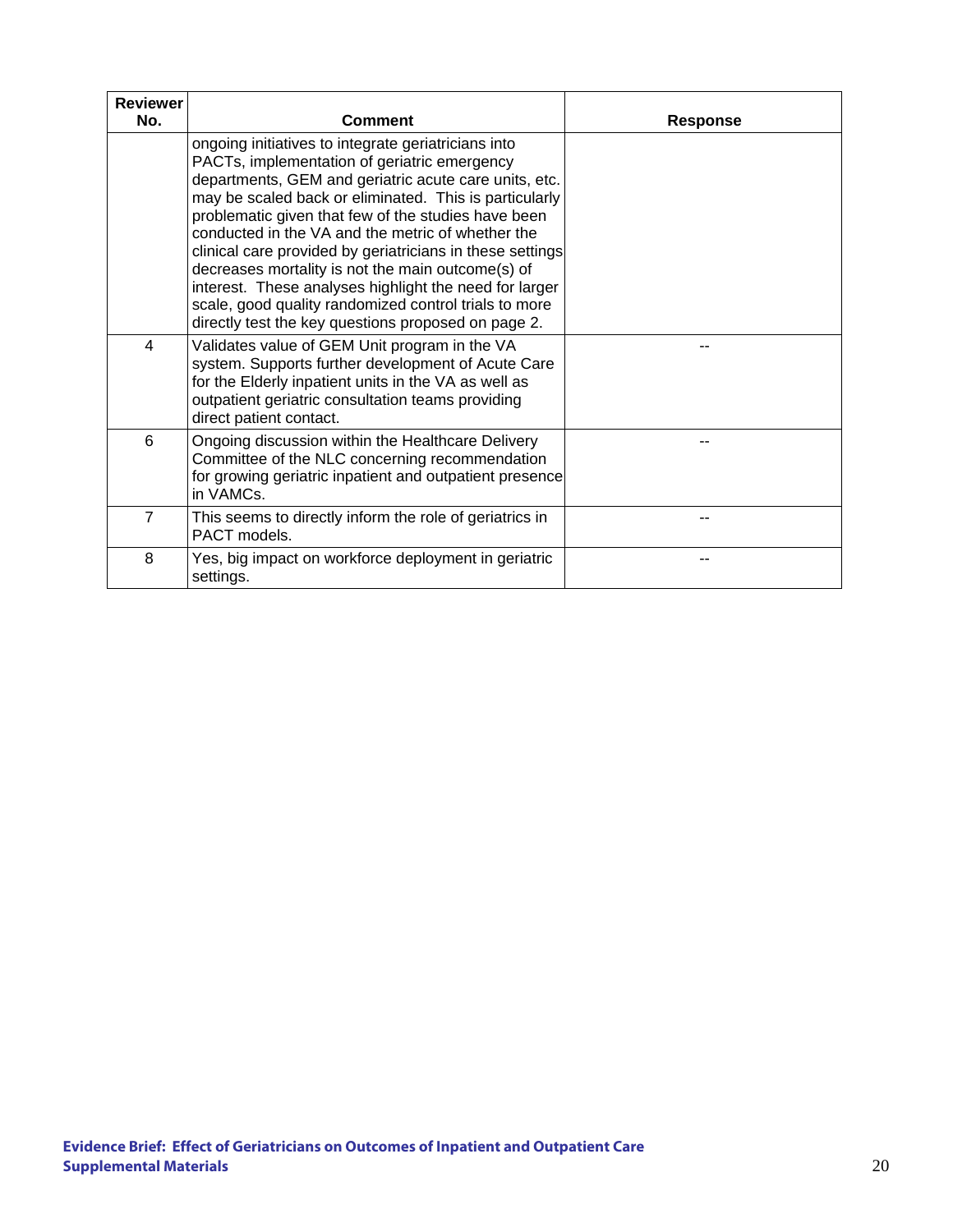| Reviewer No. | Comment | Response |
|---|---|---|
| | ongoing initiatives to integrate geriatricians into PACTs, implementation of geriatric emergency departments, GEM and geriatric acute care units, etc. may be scaled back or eliminated. This is particularly problematic given that few of the studies have been conducted in the VA and the metric of whether the clinical care provided by geriatricians in these settings decreases mortality is not the main outcome(s) of interest. These analyses highlight the need for larger scale, good quality randomized control trials to more directly test the key questions proposed on page 2. | |
| 4 | Validates value of GEM Unit program in the VA system. Supports further development of Acute Care for the Elderly inpatient units in the VA as well as outpatient geriatric consultation teams providing direct patient contact. | -- |
| 6 | Ongoing discussion within the Healthcare Delivery Committee of the NLC concerning recommendation for growing geriatric inpatient and outpatient presence in VAMCs. | -- |
| 7 | This seems to directly inform the role of geriatrics in PACT models. | -- |
| 8 | Yes, big impact on workforce deployment in geriatric settings. | -- |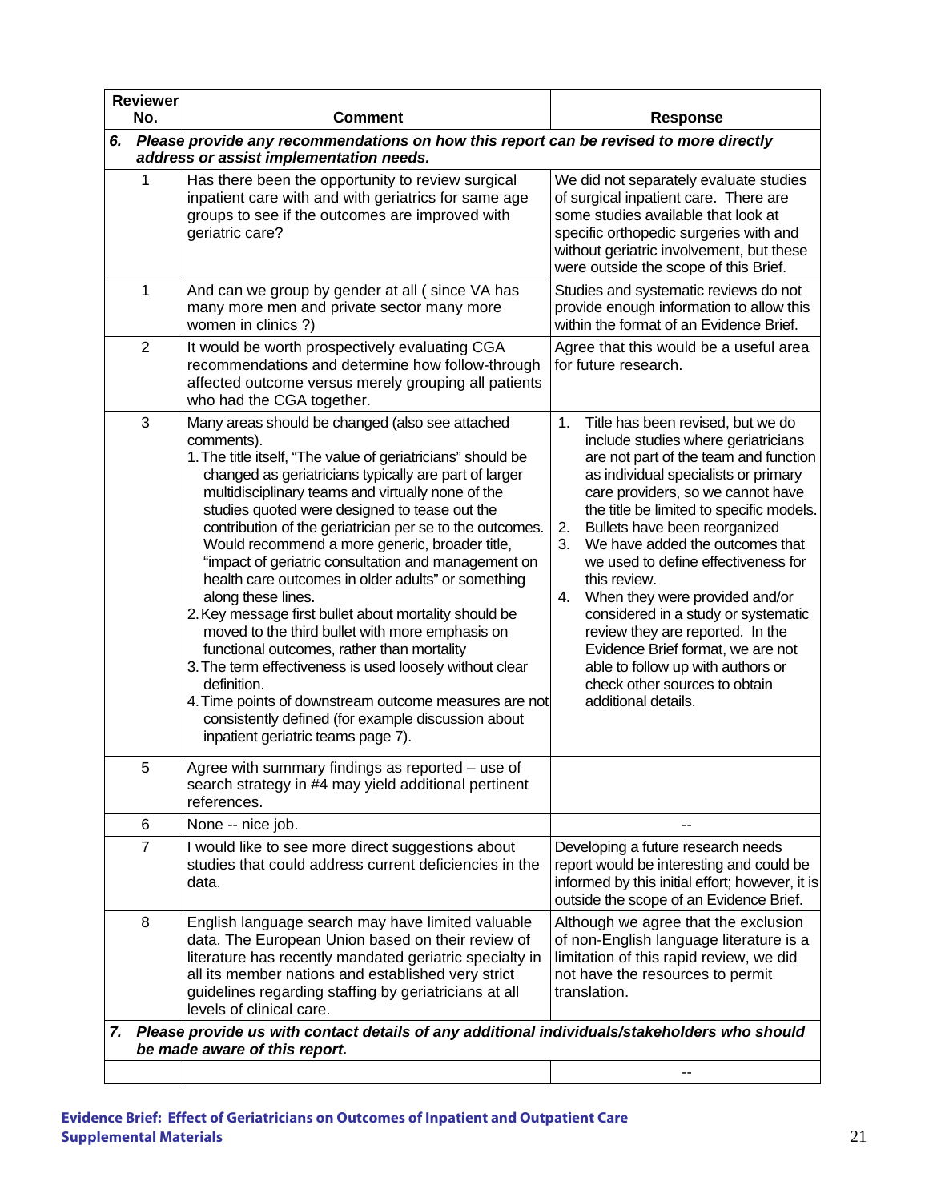| Reviewer No. | Comment | Response |
|---|---|---|
| ***6. Please provide any recommendations on how this report can be revised to more directly address or assist implementation needs.*** | | |
| 1 | Has there been the opportunity to review surgical inpatient care with and with geriatrics for same age groups to see if the outcomes are improved with geriatric care? | We did not separately evaluate studies of surgical inpatient care. There are some studies available that look at specific orthopedic surgeries with and without geriatric involvement, but these were outside the scope of this Brief. |
| 1 | And can we group by gender at all ( since VA has many more men and private sector many more women in clinics ?) | Studies and systematic reviews do not provide enough information to allow this within the format of an Evidence Brief. |
| 2 | It would be worth prospectively evaluating CGA recommendations and determine how follow-through affected outcome versus merely grouping all patients who had the CGA together. | Agree that this would be a useful area for future research. |
| 3 | Many areas should be changed (also see attached comments).<br>1. The title itself, "The value of geriatricians" should be changed as geriatricians typically are part of larger multidisciplinary teams and virtually none of the studies quoted were designed to tease out the contribution of the geriatrician per se to the outcomes. Would recommend a more generic, broader title, "impact of geriatric consultation and management on health care outcomes in older adults" or something along these lines.<br>2. Key message first bullet about mortality should be moved to the third bullet with more emphasis on functional outcomes, rather than mortality<br>3. The term effectiveness is used loosely without clear definition.<br>4. Time points of downstream outcome measures are not consistently defined (for example discussion about inpatient geriatric teams page 7). | 1. Title has been revised, but we do include studies where geriatricians are not part of the team and function as individual specialists or primary care providers, so we cannot have the title be limited to specific models.<br>2. Bullets have been reorganized<br>3. We have added the outcomes that we used to define effectiveness for this review.<br>4. When they were provided and/or considered in a study or systematic review they are reported. In the Evidence Brief format, we are not able to follow up with authors or check other sources to obtain additional details. |
| 5 | Agree with summary findings as reported – use of search strategy in #4 may yield additional pertinent references. | |
| 6 | None -- nice job. | -- |
| 7 | I would like to see more direct suggestions about studies that could address current deficiencies in the data. | Developing a future research needs report would be interesting and could be informed by this initial effort; however, it is outside the scope of an Evidence Brief. |
| 8 | English language search may have limited valuable data. The European Union based on their review of literature has recently mandated geriatric specialty in all its member nations and established very strict guidelines regarding staffing by geriatricians at all levels of clinical care. | Although we agree that the exclusion of non-English language literature is a limitation of this rapid review, we did not have the resources to permit translation. |
| ***7. Please provide us with contact details of any additional individuals/stakeholders who should be made aware of this report.*** | | |
| | | -- |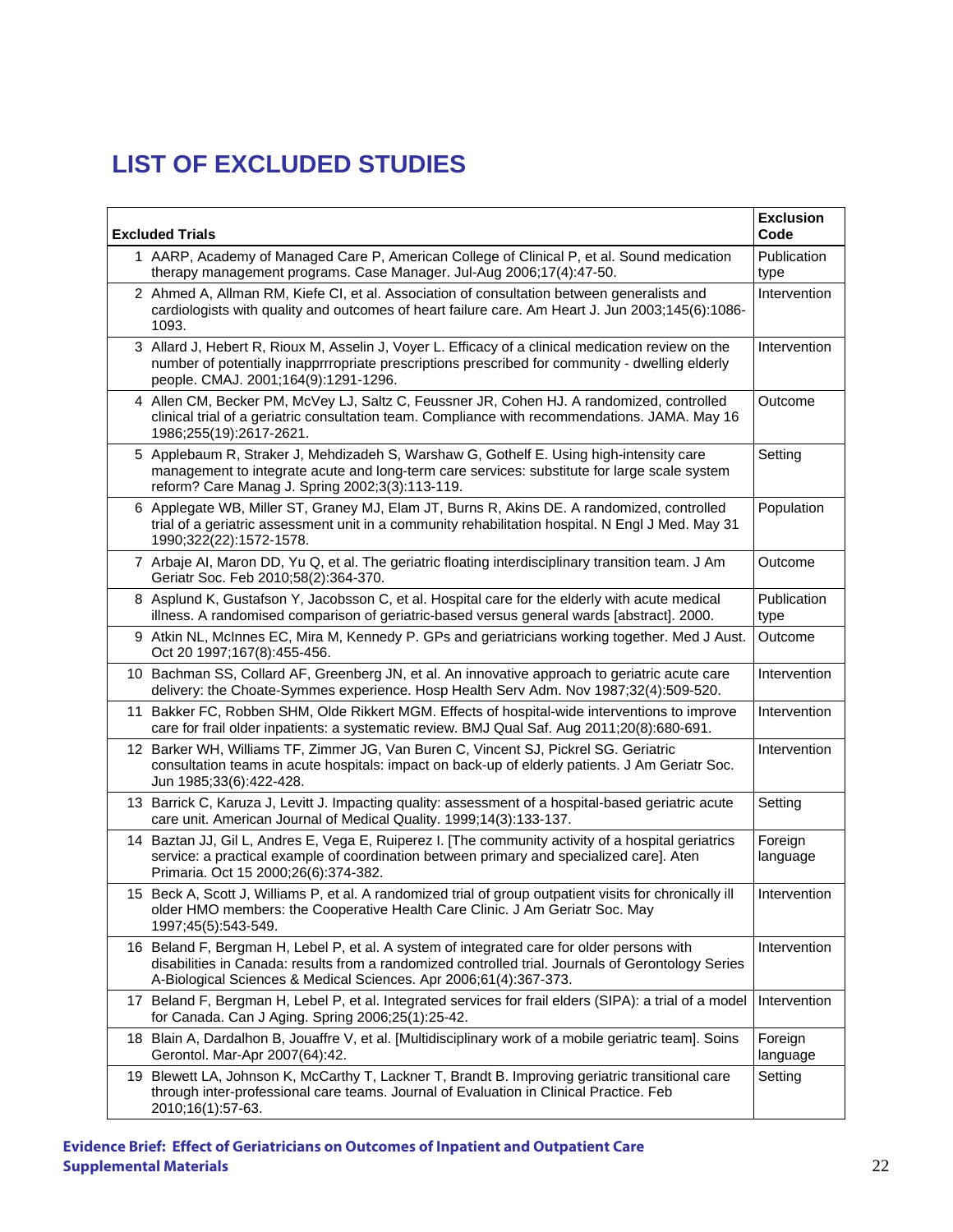# LIST OF EXCLUDED STUDIES

| Excluded Trials | Exclusion Code |
|---|---|
| 1 AARP, Academy of Managed Care P, American College of Clinical P, et al. Sound medication therapy management programs. Case Manager. Jul-Aug 2006;17(4):47-50. | Publication type |
| 2 Ahmed A, Allman RM, Kiefe CI, et al. Association of consultation between generalists and cardiologists with quality and outcomes of heart failure care. Am Heart J. Jun 2003;145(6):1086-1093. | Intervention |
| 3 Allard J, Hebert R, Rioux M, Asselin J, Voyer L. Efficacy of a clinical medication review on the number of potentially inapprrropriate prescriptions prescribed for community - dwelling elderly people. CMAJ. 2001;164(9):1291-1296. | Intervention |
| 4 Allen CM, Becker PM, McVey LJ, Saltz C, Feussner JR, Cohen HJ. A randomized, controlled clinical trial of a geriatric consultation team. Compliance with recommendations. JAMA. May 16 1986;255(19):2617-2621. | Outcome |
| 5 Applebaum R, Straker J, Mehdizadeh S, Warshaw G, Gothelf E. Using high-intensity care management to integrate acute and long-term care services: substitute for large scale system reform? Care Manag J. Spring 2002;3(3):113-119. | Setting |
| 6 Applegate WB, Miller ST, Graney MJ, Elam JT, Burns R, Akins DE. A randomized, controlled trial of a geriatric assessment unit in a community rehabilitation hospital. N Engl J Med. May 31 1990;322(22):1572-1578. | Population |
| 7 Arbaje AI, Maron DD, Yu Q, et al. The geriatric floating interdisciplinary transition team. J Am Geriatr Soc. Feb 2010;58(2):364-370. | Outcome |
| 8 Asplund K, Gustafson Y, Jacobsson C, et al. Hospital care for the elderly with acute medical illness. A randomised comparison of geriatric-based versus general wards [abstract]. 2000. | Publication type |
| 9 Atkin NL, McInnes EC, Mira M, Kennedy P. GPs and geriatricians working together. Med J Aust. Oct 20 1997;167(8):455-456. | Outcome |
| 10 Bachman SS, Collard AF, Greenberg JN, et al. An innovative approach to geriatric acute care delivery: the Choate-Symmes experience. Hosp Health Serv Adm. Nov 1987;32(4):509-520. | Intervention |
| 11 Bakker FC, Robben SHM, Olde Rikkert MGM. Effects of hospital-wide interventions to improve care for frail older inpatients: a systematic review. BMJ Qual Saf. Aug 2011;20(8):680-691. | Intervention |
| 12 Barker WH, Williams TF, Zimmer JG, Van Buren C, Vincent SJ, Pickrel SG. Geriatric consultation teams in acute hospitals: impact on back-up of elderly patients. J Am Geriatr Soc. Jun 1985;33(6):422-428. | Intervention |
| 13 Barrick C, Karuza J, Levitt J. Impacting quality: assessment of a hospital-based geriatric acute care unit. American Journal of Medical Quality. 1999;14(3):133-137. | Setting |
| 14 Baztan JJ, Gil L, Andres E, Vega E, Ruiperez I. [The community activity of a hospital geriatrics service: a practical example of coordination between primary and specialized care]. Aten Primaria. Oct 15 2000;26(6):374-382. | Foreign language |
| 15 Beck A, Scott J, Williams P, et al. A randomized trial of group outpatient visits for chronically ill older HMO members: the Cooperative Health Care Clinic. J Am Geriatr Soc. May 1997;45(5):543-549. | Intervention |
| 16 Beland F, Bergman H, Lebel P, et al. A system of integrated care for older persons with disabilities in Canada: results from a randomized controlled trial. Journals of Gerontology Series A-Biological Sciences & Medical Sciences. Apr 2006;61(4):367-373. | Intervention |
| 17 Beland F, Bergman H, Lebel P, et al. Integrated services for frail elders (SIPA): a trial of a model for Canada. Can J Aging. Spring 2006;25(1):25-42. | Intervention |
| 18 Blain A, Dardalhon B, Jouaffre V, et al. [Multidisciplinary work of a mobile geriatric team]. Soins Gerontol. Mar-Apr 2007(64):42. | Foreign language |
| 19 Blewett LA, Johnson K, McCarthy T, Lackner T, Brandt B. Improving geriatric transitional care through inter-professional care teams. Journal of Evaluation in Clinical Practice. Feb 2010;16(1):57-63. | Setting |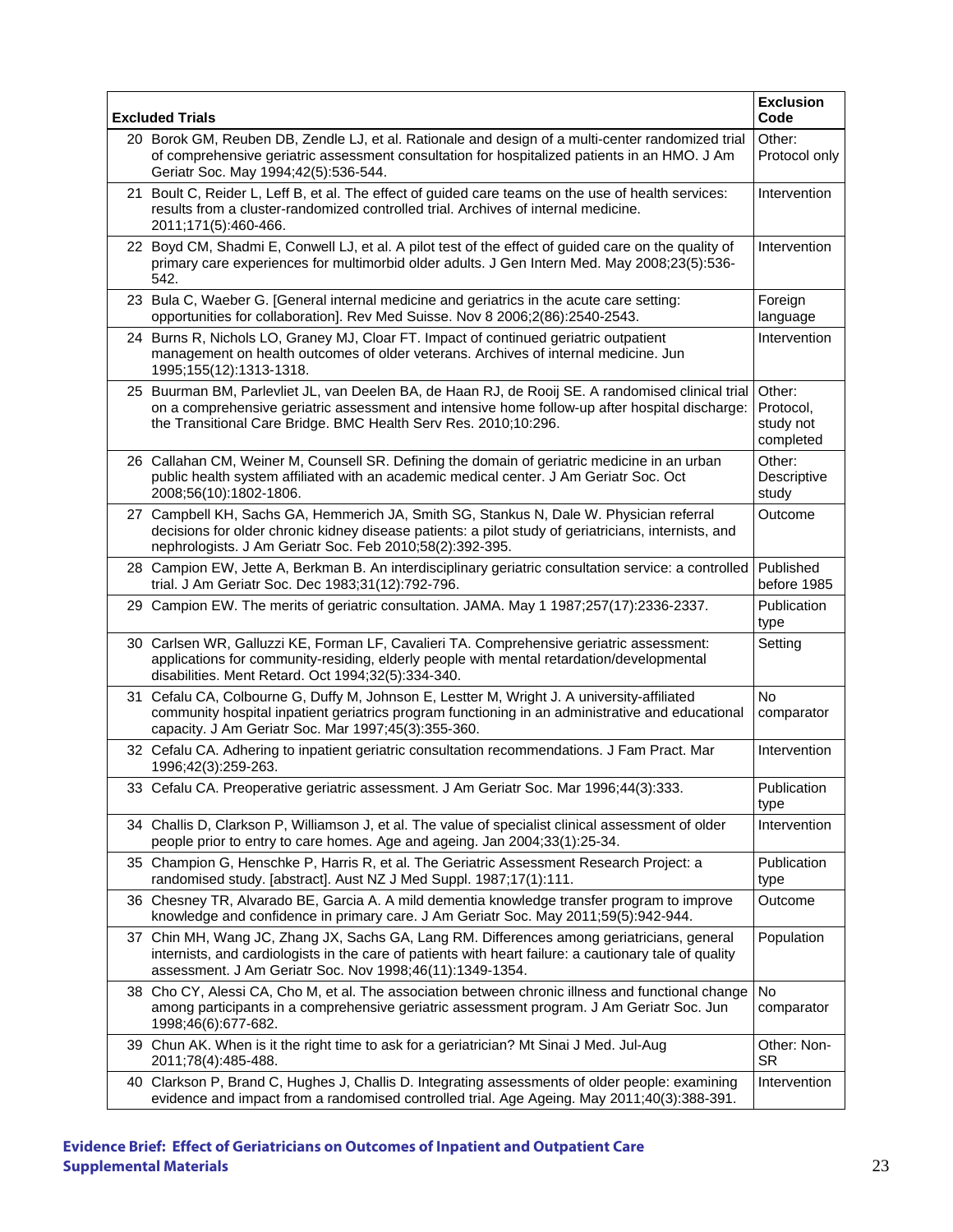| Excluded Trials | Exclusion Code |
|---|---|
| 20 Borok GM, Reuben DB, Zendle LJ, et al. Rationale and design of a multi-center randomized trial of comprehensive geriatric assessment consultation for hospitalized patients in an HMO. J Am Geriatr Soc. May 1994;42(5):536-544. | Other: Protocol only |
| 21 Boult C, Reider L, Leff B, et al. The effect of guided care teams on the use of health services: results from a cluster-randomized controlled trial. Archives of internal medicine. 2011;171(5):460-466. | Intervention |
| 22 Boyd CM, Shadmi E, Conwell LJ, et al. A pilot test of the effect of guided care on the quality of primary care experiences for multimorbid older adults. J Gen Intern Med. May 2008;23(5):536-542. | Intervention |
| 23 Bula C, Waeber G. [General internal medicine and geriatrics in the acute care setting: opportunities for collaboration]. Rev Med Suisse. Nov 8 2006;2(86):2540-2543. | Foreign language |
| 24 Burns R, Nichols LO, Graney MJ, Cloar FT. Impact of continued geriatric outpatient management on health outcomes of older veterans. Archives of internal medicine. Jun 1995;155(12):1313-1318. | Intervention |
| 25 Buurman BM, Parlevliet JL, van Deelen BA, de Haan RJ, de Rooij SE. A randomised clinical trial on a comprehensive geriatric assessment and intensive home follow-up after hospital discharge: the Transitional Care Bridge. BMC Health Serv Res. 2010;10:296. | Other: Protocol, study not completed |
| 26 Callahan CM, Weiner M, Counsell SR. Defining the domain of geriatric medicine in an urban public health system affiliated with an academic medical center. J Am Geriatr Soc. Oct 2008;56(10):1802-1806. | Other: Descriptive study |
| 27 Campbell KH, Sachs GA, Hemmerich JA, Smith SG, Stankus N, Dale W. Physician referral decisions for older chronic kidney disease patients: a pilot study of geriatricians, internists, and nephrologists. J Am Geriatr Soc. Feb 2010;58(2):392-395. | Outcome |
| 28 Campion EW, Jette A, Berkman B. An interdisciplinary geriatric consultation service: a controlled trial. J Am Geriatr Soc. Dec 1983;31(12):792-796. | Published before 1985 |
| 29 Campion EW. The merits of geriatric consultation. JAMA. May 1 1987;257(17):2336-2337. | Publication type |
| 30 Carlsen WR, Galluzzi KE, Forman LF, Cavalieri TA. Comprehensive geriatric assessment: applications for community-residing, elderly people with mental retardation/developmental disabilities. Ment Retard. Oct 1994;32(5):334-340. | Setting |
| 31 Cefalu CA, Colbourne G, Duffy M, Johnson E, Lestter M, Wright J. A university-affiliated community hospital inpatient geriatrics program functioning in an administrative and educational capacity. J Am Geriatr Soc. Mar 1997;45(3):355-360. | No comparator |
| 32 Cefalu CA. Adhering to inpatient geriatric consultation recommendations. J Fam Pract. Mar 1996;42(3):259-263. | Intervention |
| 33 Cefalu CA. Preoperative geriatric assessment. J Am Geriatr Soc. Mar 1996;44(3):333. | Publication type |
| 34 Challis D, Clarkson P, Williamson J, et al. The value of specialist clinical assessment of older people prior to entry to care homes. Age and ageing. Jan 2004;33(1):25-34. | Intervention |
| 35 Champion G, Henschke P, Harris R, et al. The Geriatric Assessment Research Project: a randomised study. [abstract]. Aust NZ J Med Suppl. 1987;17(1):111. | Publication type |
| 36 Chesney TR, Alvarado BE, Garcia A. A mild dementia knowledge transfer program to improve knowledge and confidence in primary care. J Am Geriatr Soc. May 2011;59(5):942-944. | Outcome |
| 37 Chin MH, Wang JC, Zhang JX, Sachs GA, Lang RM. Differences among geriatricians, general internists, and cardiologists in the care of patients with heart failure: a cautionary tale of quality assessment. J Am Geriatr Soc. Nov 1998;46(11):1349-1354. | Population |
| 38 Cho CY, Alessi CA, Cho M, et al. The association between chronic illness and functional change among participants in a comprehensive geriatric assessment program. J Am Geriatr Soc. Jun 1998;46(6):677-682. | No comparator |
| 39 Chun AK. When is it the right time to ask for a geriatrician? Mt Sinai J Med. Jul-Aug 2011;78(4):485-488. | Other: Non-SR |
| 40 Clarkson P, Brand C, Hughes J, Challis D. Integrating assessments of older people: examining evidence and impact from a randomised controlled trial. Age Ageing. May 2011;40(3):388-391. | Intervention |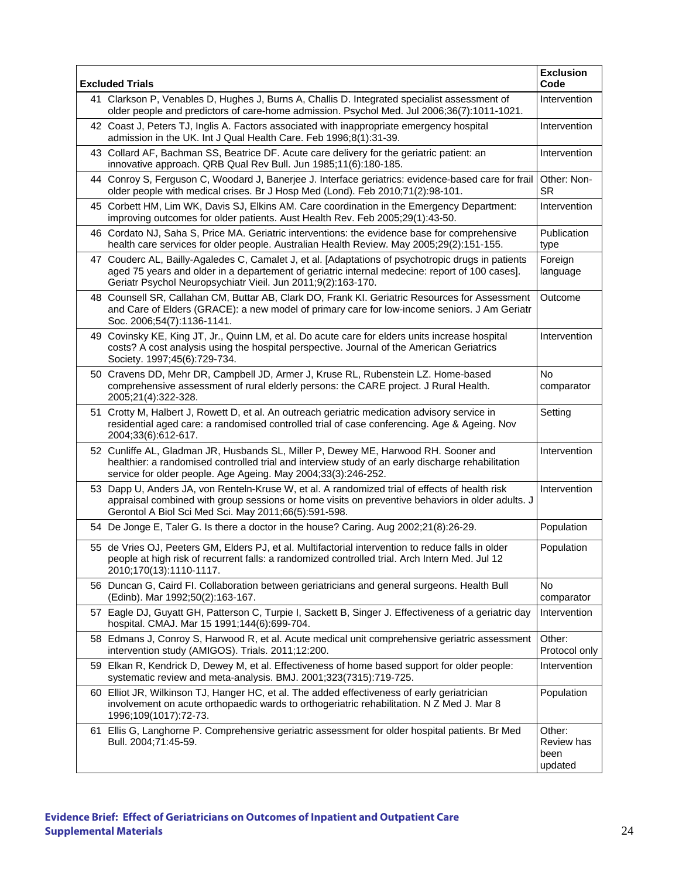| Excluded Trials | Exclusion Code |
|---|---|
| 41 Clarkson P, Venables D, Hughes J, Burns A, Challis D. Integrated specialist assessment of older people and predictors of care-home admission. Psychol Med. Jul 2006;36(7):1011-1021. | Intervention |
| 42 Coast J, Peters TJ, Inglis A. Factors associated with inappropriate emergency hospital admission in the UK. Int J Qual Health Care. Feb 1996;8(1):31-39. | Intervention |
| 43 Collard AF, Bachman SS, Beatrice DF. Acute care delivery for the geriatric patient: an innovative approach. QRB Qual Rev Bull. Jun 1985;11(6):180-185. | Intervention |
| 44 Conroy S, Ferguson C, Woodard J, Banerjee J. Interface geriatrics: evidence-based care for frail older people with medical crises. Br J Hosp Med (Lond). Feb 2010;71(2):98-101. | Other: Non-SR |
| 45 Corbett HM, Lim WK, Davis SJ, Elkins AM. Care coordination in the Emergency Department: improving outcomes for older patients. Aust Health Rev. Feb 2005;29(1):43-50. | Intervention |
| 46 Cordato NJ, Saha S, Price MA. Geriatric interventions: the evidence base for comprehensive health care services for older people. Australian Health Review. May 2005;29(2):151-155. | Publication type |
| 47 Couderc AL, Bailly-Agaledes C, Camalet J, et al. [Adaptations of psychotropic drugs in patients aged 75 years and older in a departement of geriatric internal medecine: report of 100 cases]. Geriatr Psychol Neuropsychiatr Vieil. Jun 2011;9(2):163-170. | Foreign language |
| 48 Counsell SR, Callahan CM, Buttar AB, Clark DO, Frank KI. Geriatric Resources for Assessment and Care of Elders (GRACE): a new model of primary care for low-income seniors. J Am Geriatr Soc. 2006;54(7):1136-1141. | Outcome |
| 49 Covinsky KE, King JT, Jr., Quinn LM, et al. Do acute care for elders units increase hospital costs? A cost analysis using the hospital perspective. Journal of the American Geriatrics Society. 1997;45(6):729-734. | Intervention |
| 50 Cravens DD, Mehr DR, Campbell JD, Armer J, Kruse RL, Rubenstein LZ. Home-based comprehensive assessment of rural elderly persons: the CARE project. J Rural Health. 2005;21(4):322-328. | No comparator |
| 51 Crotty M, Halbert J, Rowett D, et al. An outreach geriatric medication advisory service in residential aged care: a randomised controlled trial of case conferencing. Age & Ageing. Nov 2004;33(6):612-617. | Setting |
| 52 Cunliffe AL, Gladman JR, Husbands SL, Miller P, Dewey ME, Harwood RH. Sooner and healthier: a randomised controlled trial and interview study of an early discharge rehabilitation service for older people. Age Ageing. May 2004;33(3):246-252. | Intervention |
| 53 Dapp U, Anders JA, von Renteln-Kruse W, et al. A randomized trial of effects of health risk appraisal combined with group sessions or home visits on preventive behaviors in older adults. J Gerontol A Biol Sci Med Sci. May 2011;66(5):591-598. | Intervention |
| 54 De Jonge E, Taler G. Is there a doctor in the house? Caring. Aug 2002;21(8):26-29. | Population |
| 55 de Vries OJ, Peeters GM, Elders PJ, et al. Multifactorial intervention to reduce falls in older people at high risk of recurrent falls: a randomized controlled trial. Arch Intern Med. Jul 12 2010;170(13):1110-1117. | Population |
| 56 Duncan G, Caird FI. Collaboration between geriatricians and general surgeons. Health Bull (Edinb). Mar 1992;50(2):163-167. | No comparator |
| 57 Eagle DJ, Guyatt GH, Patterson C, Turpie I, Sackett B, Singer J. Effectiveness of a geriatric day hospital. CMAJ. Mar 15 1991;144(6):699-704. | Intervention |
| 58 Edmans J, Conroy S, Harwood R, et al. Acute medical unit comprehensive geriatric assessment intervention study (AMIGOS). Trials. 2011;12:200. | Other: Protocol only |
| 59 Elkan R, Kendrick D, Dewey M, et al. Effectiveness of home based support for older people: systematic review and meta-analysis. BMJ. 2001;323(7315):719-725. | Intervention |
| 60 Elliot JR, Wilkinson TJ, Hanger HC, et al. The added effectiveness of early geriatrician involvement on acute orthopaedic wards to orthogeriatric rehabilitation. N Z Med J. Mar 8 1996;109(1017):72-73. | Population |
| 61 Ellis G, Langhorne P. Comprehensive geriatric assessment for older hospital patients. Br Med Bull. 2004;71:45-59. | Other: Review has been updated |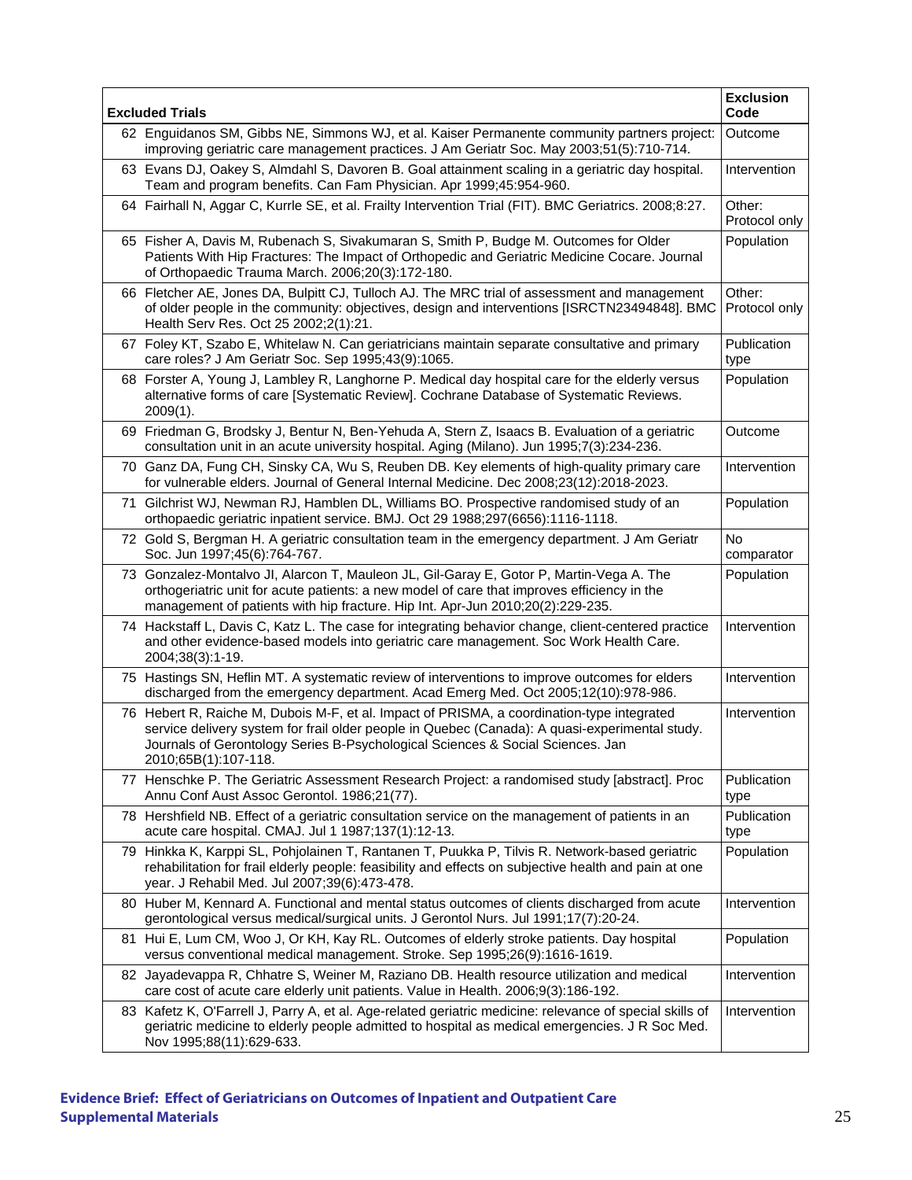| Excluded Trials | Exclusion Code |
|---|---|
| 62 Enguidanos SM, Gibbs NE, Simmons WJ, et al. Kaiser Permanente community partners project: improving geriatric care management practices. J Am Geriatr Soc. May 2003;51(5):710-714. | Outcome |
| 63 Evans DJ, Oakey S, Almdahl S, Davoren B. Goal attainment scaling in a geriatric day hospital. Team and program benefits. Can Fam Physician. Apr 1999;45:954-960. | Intervention |
| 64 Fairhall N, Aggar C, Kurrle SE, et al. Frailty Intervention Trial (FIT). BMC Geriatrics. 2008;8:27. | Other: Protocol only |
| 65 Fisher A, Davis M, Rubenach S, Sivakumaran S, Smith P, Budge M. Outcomes for Older Patients With Hip Fractures: The Impact of Orthopedic and Geriatric Medicine Cocare. Journal of Orthopaedic Trauma March. 2006;20(3):172-180. | Population |
| 66 Fletcher AE, Jones DA, Bulpitt CJ, Tulloch AJ. The MRC trial of assessment and management of older people in the community: objectives, design and interventions [ISRCTN23494848]. BMC Health Serv Res. Oct 25 2002;2(1):21. | Other: Protocol only |
| 67 Foley KT, Szabo E, Whitelaw N. Can geriatricians maintain separate consultative and primary care roles? J Am Geriatr Soc. Sep 1995;43(9):1065. | Publication type |
| 68 Forster A, Young J, Lambley R, Langhorne P. Medical day hospital care for the elderly versus alternative forms of care [Systematic Review]. Cochrane Database of Systematic Reviews. 2009(1). | Population |
| 69 Friedman G, Brodsky J, Bentur N, Ben-Yehuda A, Stern Z, Isaacs B. Evaluation of a geriatric consultation unit in an acute university hospital. Aging (Milano). Jun 1995;7(3):234-236. | Outcome |
| 70 Ganz DA, Fung CH, Sinsky CA, Wu S, Reuben DB. Key elements of high-quality primary care for vulnerable elders. Journal of General Internal Medicine. Dec 2008;23(12):2018-2023. | Intervention |
| 71 Gilchrist WJ, Newman RJ, Hamblen DL, Williams BO. Prospective randomised study of an orthopaedic geriatric inpatient service. BMJ. Oct 29 1988;297(6656):1116-1118. | Population |
| 72 Gold S, Bergman H. A geriatric consultation team in the emergency department. J Am Geriatr Soc. Jun 1997;45(6):764-767. | No comparator |
| 73 Gonzalez-Montalvo JI, Alarcon T, Mauleon JL, Gil-Garay E, Gotor P, Martin-Vega A. The orthogeriatric unit for acute patients: a new model of care that improves efficiency in the management of patients with hip fracture. Hip Int. Apr-Jun 2010;20(2):229-235. | Population |
| 74 Hackstaff L, Davis C, Katz L. The case for integrating behavior change, client-centered practice and other evidence-based models into geriatric care management. Soc Work Health Care. 2004;38(3):1-19. | Intervention |
| 75 Hastings SN, Heflin MT. A systematic review of interventions to improve outcomes for elders discharged from the emergency department. Acad Emerg Med. Oct 2005;12(10):978-986. | Intervention |
| 76 Hebert R, Raiche M, Dubois M-F, et al. Impact of PRISMA, a coordination-type integrated service delivery system for frail older people in Quebec (Canada): A quasi-experimental study. Journals of Gerontology Series B-Psychological Sciences & Social Sciences. Jan 2010;65B(1):107-118. | Intervention |
| 77 Henschke P. The Geriatric Assessment Research Project: a randomised study [abstract]. Proc Annu Conf Aust Assoc Gerontol. 1986;21(77). | Publication type |
| 78 Hershfield NB. Effect of a geriatric consultation service on the management of patients in an acute care hospital. CMAJ. Jul 1 1987;137(1):12-13. | Publication type |
| 79 Hinkka K, Karppi SL, Pohjolainen T, Rantanen T, Puukka P, Tilvis R. Network-based geriatric rehabilitation for frail elderly people: feasibility and effects on subjective health and pain at one year. J Rehabil Med. Jul 2007;39(6):473-478. | Population |
| 80 Huber M, Kennard A. Functional and mental status outcomes of clients discharged from acute gerontological versus medical/surgical units. J Gerontol Nurs. Jul 1991;17(7):20-24. | Intervention |
| 81 Hui E, Lum CM, Woo J, Or KH, Kay RL. Outcomes of elderly stroke patients. Day hospital versus conventional medical management. Stroke. Sep 1995;26(9):1616-1619. | Population |
| 82 Jayadevappa R, Chhatre S, Weiner M, Raziano DB. Health resource utilization and medical care cost of acute care elderly unit patients. Value in Health. 2006;9(3):186-192. | Intervention |
| 83 Kafetz K, O'Farrell J, Parry A, et al. Age-related geriatric medicine: relevance of special skills of geriatric medicine to elderly people admitted to hospital as medical emergencies. J R Soc Med. Nov 1995;88(11):629-633. | Intervention |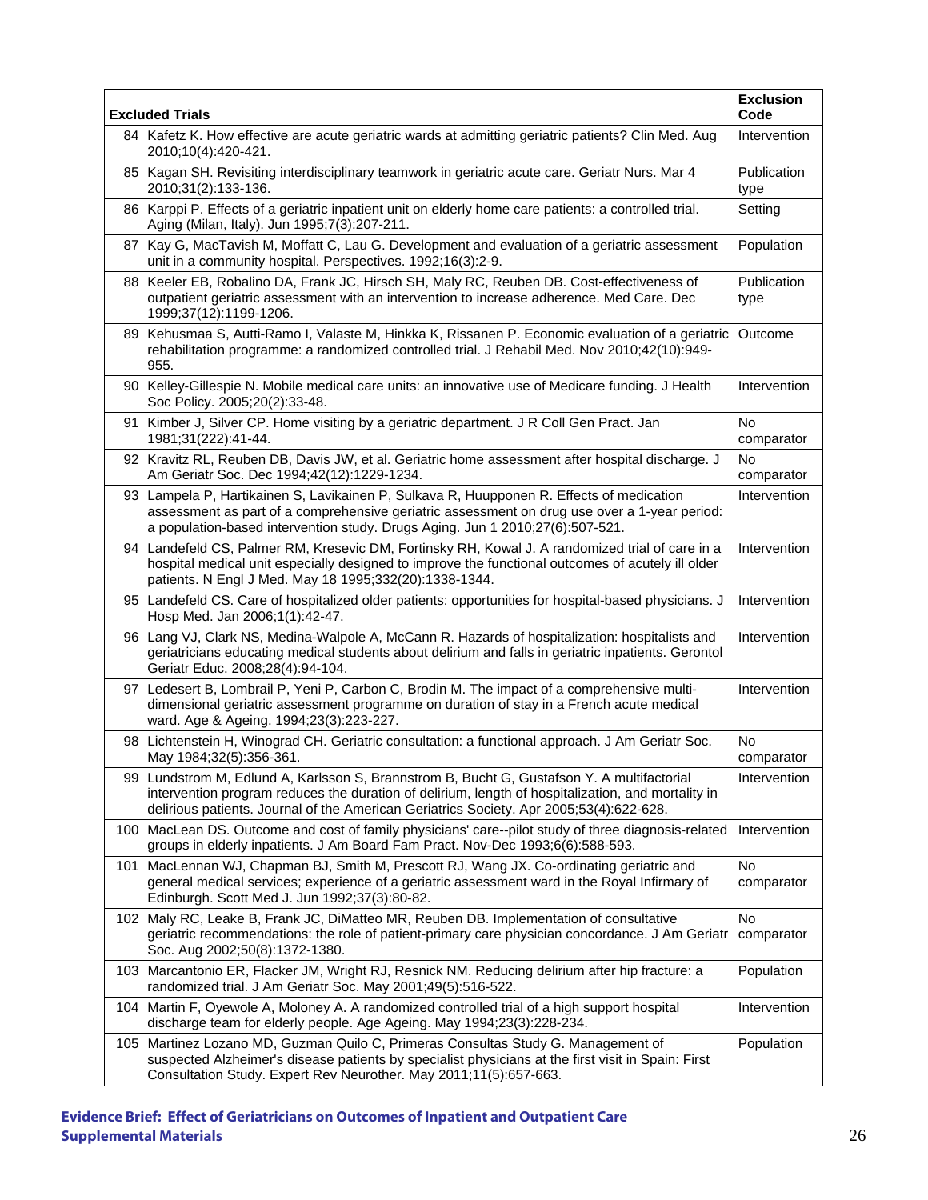| Excluded Trials | Exclusion Code |
|---|---|
| 84 Kafetz K. How effective are acute geriatric wards at admitting geriatric patients? Clin Med. Aug 2010;10(4):420-421. | Intervention |
| 85 Kagan SH. Revisiting interdisciplinary teamwork in geriatric acute care. Geriatr Nurs. Mar 4 2010;31(2):133-136. | Publication type |
| 86 Karppi P. Effects of a geriatric inpatient unit on elderly home care patients: a controlled trial. Aging (Milan, Italy). Jun 1995;7(3):207-211. | Setting |
| 87 Kay G, MacTavish M, Moffatt C, Lau G. Development and evaluation of a geriatric assessment unit in a community hospital. Perspectives. 1992;16(3):2-9. | Population |
| 88 Keeler EB, Robalino DA, Frank JC, Hirsch SH, Maly RC, Reuben DB. Cost-effectiveness of outpatient geriatric assessment with an intervention to increase adherence. Med Care. Dec 1999;37(12):1199-1206. | Publication type |
| 89 Kehusmaa S, Autti-Ramo I, Valaste M, Hinkka K, Rissanen P. Economic evaluation of a geriatric rehabilitation programme: a randomized controlled trial. J Rehabil Med. Nov 2010;42(10):949-955. | Outcome |
| 90 Kelley-Gillespie N. Mobile medical care units: an innovative use of Medicare funding. J Health Soc Policy. 2005;20(2):33-48. | Intervention |
| 91 Kimber J, Silver CP. Home visiting by a geriatric department. J R Coll Gen Pract. Jan 1981;31(222):41-44. | No comparator |
| 92 Kravitz RL, Reuben DB, Davis JW, et al. Geriatric home assessment after hospital discharge. J Am Geriatr Soc. Dec 1994;42(12):1229-1234. | No comparator |
| 93 Lampela P, Hartikainen S, Lavikainen P, Sulkava R, Huupponen R. Effects of medication assessment as part of a comprehensive geriatric assessment on drug use over a 1-year period: a population-based intervention study. Drugs Aging. Jun 1 2010;27(6):507-521. | Intervention |
| 94 Landefeld CS, Palmer RM, Kresevic DM, Fortinsky RH, Kowal J. A randomized trial of care in a hospital medical unit especially designed to improve the functional outcomes of acutely ill older patients. N Engl J Med. May 18 1995;332(20):1338-1344. | Intervention |
| 95 Landefeld CS. Care of hospitalized older patients: opportunities for hospital-based physicians. J Hosp Med. Jan 2006;1(1):42-47. | Intervention |
| 96 Lang VJ, Clark NS, Medina-Walpole A, McCann R. Hazards of hospitalization: hospitalists and geriatricians educating medical students about delirium and falls in geriatric inpatients. Gerontol Geriatr Educ. 2008;28(4):94-104. | Intervention |
| 97 Ledesert B, Lombrail P, Yeni P, Carbon C, Brodin M. The impact of a comprehensive multi-dimensional geriatric assessment programme on duration of stay in a French acute medical ward. Age & Ageing. 1994;23(3):223-227. | Intervention |
| 98 Lichtenstein H, Winograd CH. Geriatric consultation: a functional approach. J Am Geriatr Soc. May 1984;32(5):356-361. | No comparator |
| 99 Lundstrom M, Edlund A, Karlsson S, Brannstrom B, Bucht G, Gustafson Y. A multifactorial intervention program reduces the duration of delirium, length of hospitalization, and mortality in delirious patients. Journal of the American Geriatrics Society. Apr 2005;53(4):622-628. | Intervention |
| 100 MacLean DS. Outcome and cost of family physicians' care--pilot study of three diagnosis-related groups in elderly inpatients. J Am Board Fam Pract. Nov-Dec 1993;6(6):588-593. | Intervention |
| 101 MacLennan WJ, Chapman BJ, Smith M, Prescott RJ, Wang JX. Co-ordinating geriatric and general medical services; experience of a geriatric assessment ward in the Royal Infirmary of Edinburgh. Scott Med J. Jun 1992;37(3):80-82. | No comparator |
| 102 Maly RC, Leake B, Frank JC, DiMatteo MR, Reuben DB. Implementation of consultative geriatric recommendations: the role of patient-primary care physician concordance. J Am Geriatr Soc. Aug 2002;50(8):1372-1380. | No comparator |
| 103 Marcantonio ER, Flacker JM, Wright RJ, Resnick NM. Reducing delirium after hip fracture: a randomized trial. J Am Geriatr Soc. May 2001;49(5):516-522. | Population |
| 104 Martin F, Oyewole A, Moloney A. A randomized controlled trial of a high support hospital discharge team for elderly people. Age Ageing. May 1994;23(3):228-234. | Intervention |
| 105 Martinez Lozano MD, Guzman Quilo C, Primeras Consultas Study G. Management of suspected Alzheimer's disease patients by specialist physicians at the first visit in Spain: First Consultation Study. Expert Rev Neurother. May 2011;11(5):657-663. | Population |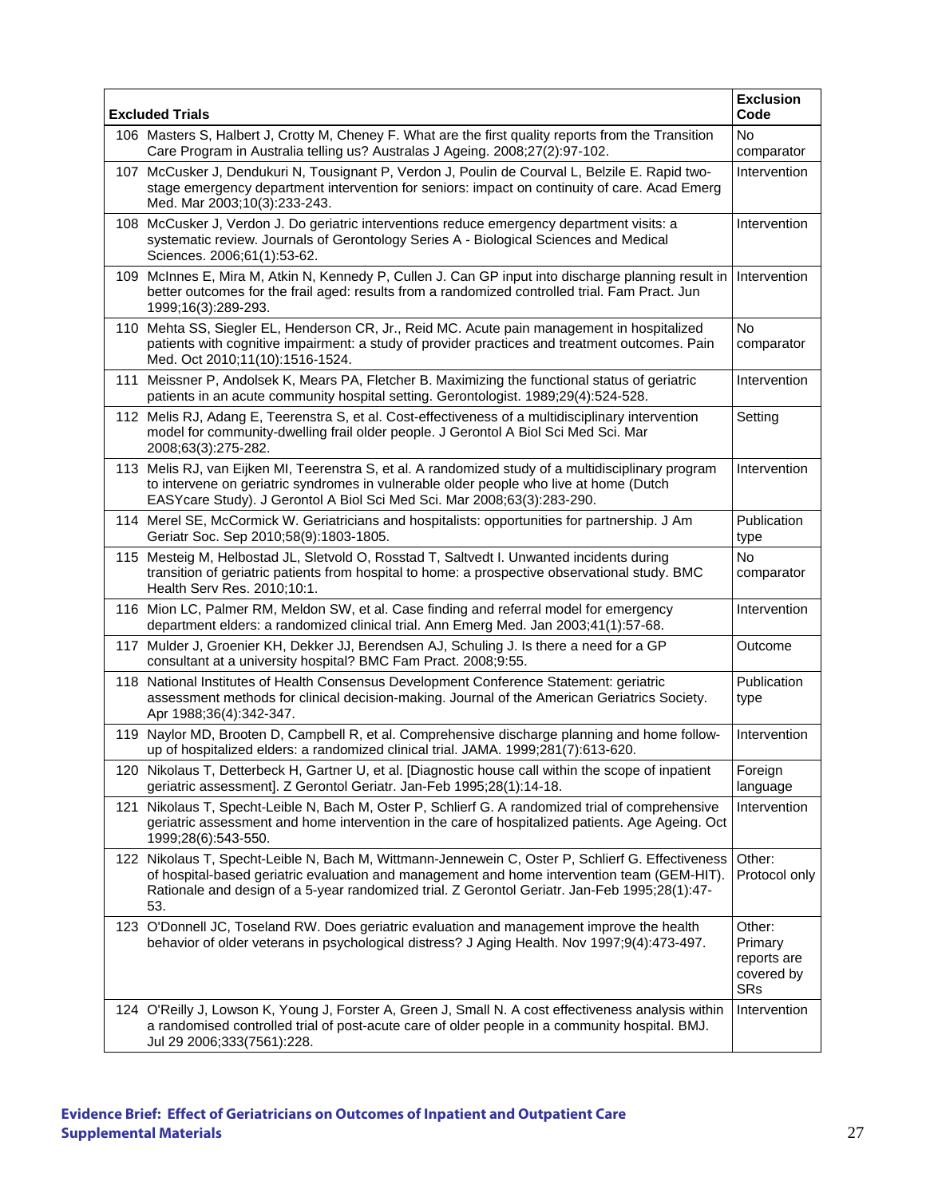| Excluded Trials | Exclusion Code |
|---|---|
| 106 Masters S, Halbert J, Crotty M, Cheney F. What are the first quality reports from the Transition Care Program in Australia telling us? Australas J Ageing. 2008;27(2):97-102. | No comparator |
| 107 McCusker J, Dendukuri N, Tousignant P, Verdon J, Poulin de Courval L, Belzile E. Rapid two-stage emergency department intervention for seniors: impact on continuity of care. Acad Emerg Med. Mar 2003;10(3):233-243. | Intervention |
| 108 McCusker J, Verdon J. Do geriatric interventions reduce emergency department visits: a systematic review. Journals of Gerontology Series A - Biological Sciences and Medical Sciences. 2006;61(1):53-62. | Intervention |
| 109 McInnes E, Mira M, Atkin N, Kennedy P, Cullen J. Can GP input into discharge planning result in better outcomes for the frail aged: results from a randomized controlled trial. Fam Pract. Jun 1999;16(3):289-293. | Intervention |
| 110 Mehta SS, Siegler EL, Henderson CR, Jr., Reid MC. Acute pain management in hospitalized patients with cognitive impairment: a study of provider practices and treatment outcomes. Pain Med. Oct 2010;11(10):1516-1524. | No comparator |
| 111 Meissner P, Andolsek K, Mears PA, Fletcher B. Maximizing the functional status of geriatric patients in an acute community hospital setting. Gerontologist. 1989;29(4):524-528. | Intervention |
| 112 Melis RJ, Adang E, Teerenstra S, et al. Cost-effectiveness of a multidisciplinary intervention model for community-dwelling frail older people. J Gerontol A Biol Sci Med Sci. Mar 2008;63(3):275-282. | Setting |
| 113 Melis RJ, van Eijken MI, Teerenstra S, et al. A randomized study of a multidisciplinary program to intervene on geriatric syndromes in vulnerable older people who live at home (Dutch EASYcare Study). J Gerontol A Biol Sci Med Sci. Mar 2008;63(3):283-290. | Intervention |
| 114 Merel SE, McCormick W. Geriatricians and hospitalists: opportunities for partnership. J Am Geriatr Soc. Sep 2010;58(9):1803-1805. | Publication type |
| 115 Mesteig M, Helbostad JL, Sletvold O, Rosstad T, Saltvedt I. Unwanted incidents during transition of geriatric patients from hospital to home: a prospective observational study. BMC Health Serv Res. 2010;10:1. | No comparator |
| 116 Mion LC, Palmer RM, Meldon SW, et al. Case finding and referral model for emergency department elders: a randomized clinical trial. Ann Emerg Med. Jan 2003;41(1):57-68. | Intervention |
| 117 Mulder J, Groenier KH, Dekker JJ, Berendsen AJ, Schuling J. Is there a need for a GP consultant at a university hospital? BMC Fam Pract. 2008;9:55. | Outcome |
| 118 National Institutes of Health Consensus Development Conference Statement: geriatric assessment methods for clinical decision-making. Journal of the American Geriatrics Society. Apr 1988;36(4):342-347. | Publication type |
| 119 Naylor MD, Brooten D, Campbell R, et al. Comprehensive discharge planning and home follow-up of hospitalized elders: a randomized clinical trial. JAMA. 1999;281(7):613-620. | Intervention |
| 120 Nikolaus T, Detterbeck H, Gartner U, et al. [Diagnostic house call within the scope of inpatient geriatric assessment]. Z Gerontol Geriatr. Jan-Feb 1995;28(1):14-18. | Foreign language |
| 121 Nikolaus T, Specht-Leible N, Bach M, Oster P, Schlierf G. A randomized trial of comprehensive geriatric assessment and home intervention in the care of hospitalized patients. Age Ageing. Oct 1999;28(6):543-550. | Intervention |
| 122 Nikolaus T, Specht-Leible N, Bach M, Wittmann-Jennewein C, Oster P, Schlierf G. Effectiveness of hospital-based geriatric evaluation and management and home intervention team (GEM-HIT). Rationale and design of a 5-year randomized trial. Z Gerontol Geriatr. Jan-Feb 1995;28(1):47-53. | Other: Protocol only |
| 123 O'Donnell JC, Toseland RW. Does geriatric evaluation and management improve the health behavior of older veterans in psychological distress? J Aging Health. Nov 1997;9(4):473-497. | Other: Primary reports are covered by SRs |
| 124 O'Reilly J, Lowson K, Young J, Forster A, Green J, Small N. A cost effectiveness analysis within a randomised controlled trial of post-acute care of older people in a community hospital. BMJ. Jul 29 2006;333(7561):228. | Intervention |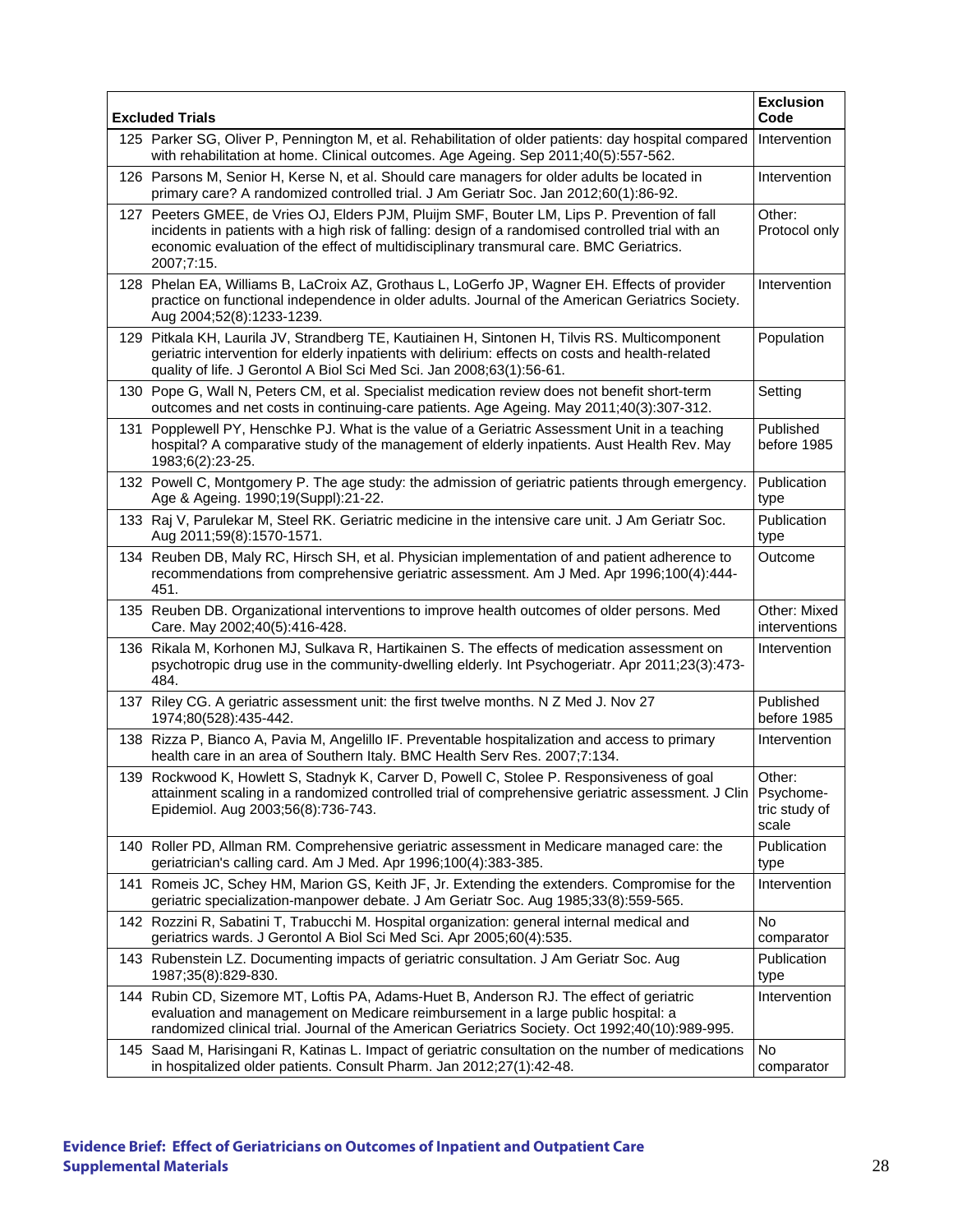| | Excluded Trials | Exclusion Code |
|---|---|---|
| 125 | Parker SG, Oliver P, Pennington M, et al. Rehabilitation of older patients: day hospital compared with rehabilitation at home. Clinical outcomes. Age Ageing. Sep 2011;40(5):557-562. | Intervention |
| 126 | Parsons M, Senior H, Kerse N, et al. Should care managers for older adults be located in primary care? A randomized controlled trial. J Am Geriatr Soc. Jan 2012;60(1):86-92. | Intervention |
| 127 | Peeters GMEE, de Vries OJ, Elders PJM, Pluijm SMF, Bouter LM, Lips P. Prevention of fall incidents in patients with a high risk of falling: design of a randomised controlled trial with an economic evaluation of the effect of multidisciplinary transmural care. BMC Geriatrics. 2007;7:15. | Other: Protocol only |
| 128 | Phelan EA, Williams B, LaCroix AZ, Grothaus L, LoGerfo JP, Wagner EH. Effects of provider practice on functional independence in older adults. Journal of the American Geriatrics Society. Aug 2004;52(8):1233-1239. | Intervention |
| 129 | Pitkala KH, Laurila JV, Strandberg TE, Kautiainen H, Sintonen H, Tilvis RS. Multicomponent geriatric intervention for elderly inpatients with delirium: effects on costs and health-related quality of life. J Gerontol A Biol Sci Med Sci. Jan 2008;63(1):56-61. | Population |
| 130 | Pope G, Wall N, Peters CM, et al. Specialist medication review does not benefit short-term outcomes and net costs in continuing-care patients. Age Ageing. May 2011;40(3):307-312. | Setting |
| 131 | Popplewell PY, Henschke PJ. What is the value of a Geriatric Assessment Unit in a teaching hospital? A comparative study of the management of elderly inpatients. Aust Health Rev. May 1983;6(2):23-25. | Published before 1985 |
| 132 | Powell C, Montgomery P. The age study: the admission of geriatric patients through emergency. Age & Ageing. 1990;19(Suppl):21-22. | Publication type |
| 133 | Raj V, Parulekar M, Steel RK. Geriatric medicine in the intensive care unit. J Am Geriatr Soc. Aug 2011;59(8):1570-1571. | Publication type |
| 134 | Reuben DB, Maly RC, Hirsch SH, et al. Physician implementation of and patient adherence to recommendations from comprehensive geriatric assessment. Am J Med. Apr 1996;100(4):444-451. | Outcome |
| 135 | Reuben DB. Organizational interventions to improve health outcomes of older persons. Med Care. May 2002;40(5):416-428. | Other: Mixed interventions |
| 136 | Rikala M, Korhonen MJ, Sulkava R, Hartikainen S. The effects of medication assessment on psychotropic drug use in the community-dwelling elderly. Int Psychogeriatr. Apr 2011;23(3):473-484. | Intervention |
| 137 | Riley CG. A geriatric assessment unit: the first twelve months. N Z Med J. Nov 27 1974;80(528):435-442. | Published before 1985 |
| 138 | Rizza P, Bianco A, Pavia M, Angelillo IF. Preventable hospitalization and access to primary health care in an area of Southern Italy. BMC Health Serv Res. 2007;7:134. | Intervention |
| 139 | Rockwood K, Howlett S, Stadnyk K, Carver D, Powell C, Stolee P. Responsiveness of goal attainment scaling in a randomized controlled trial of comprehensive geriatric assessment. J Clin Epidemiol. Aug 2003;56(8):736-743. | Other: Psychome-tric study of scale |
| 140 | Roller PD, Allman RM. Comprehensive geriatric assessment in Medicare managed care: the geriatrician's calling card. Am J Med. Apr 1996;100(4):383-385. | Publication type |
| 141 | Romeis JC, Schey HM, Marion GS, Keith JF, Jr. Extending the extenders. Compromise for the geriatric specialization-manpower debate. J Am Geriatr Soc. Aug 1985;33(8):559-565. | Intervention |
| 142 | Rozzini R, Sabatini T, Trabucchi M. Hospital organization: general internal medical and geriatrics wards. J Gerontol A Biol Sci Med Sci. Apr 2005;60(4):535. | No comparator |
| 143 | Rubenstein LZ. Documenting impacts of geriatric consultation. J Am Geriatr Soc. Aug 1987;35(8):829-830. | Publication type |
| 144 | Rubin CD, Sizemore MT, Loftis PA, Adams-Huet B, Anderson RJ. The effect of geriatric evaluation and management on Medicare reimbursement in a large public hospital: a randomized clinical trial. Journal of the American Geriatrics Society. Oct 1992;40(10):989-995. | Intervention |
| 145 | Saad M, Harisingani R, Katinas L. Impact of geriatric consultation on the number of medications in hospitalized older patients. Consult Pharm. Jan 2012;27(1):42-48. | No comparator |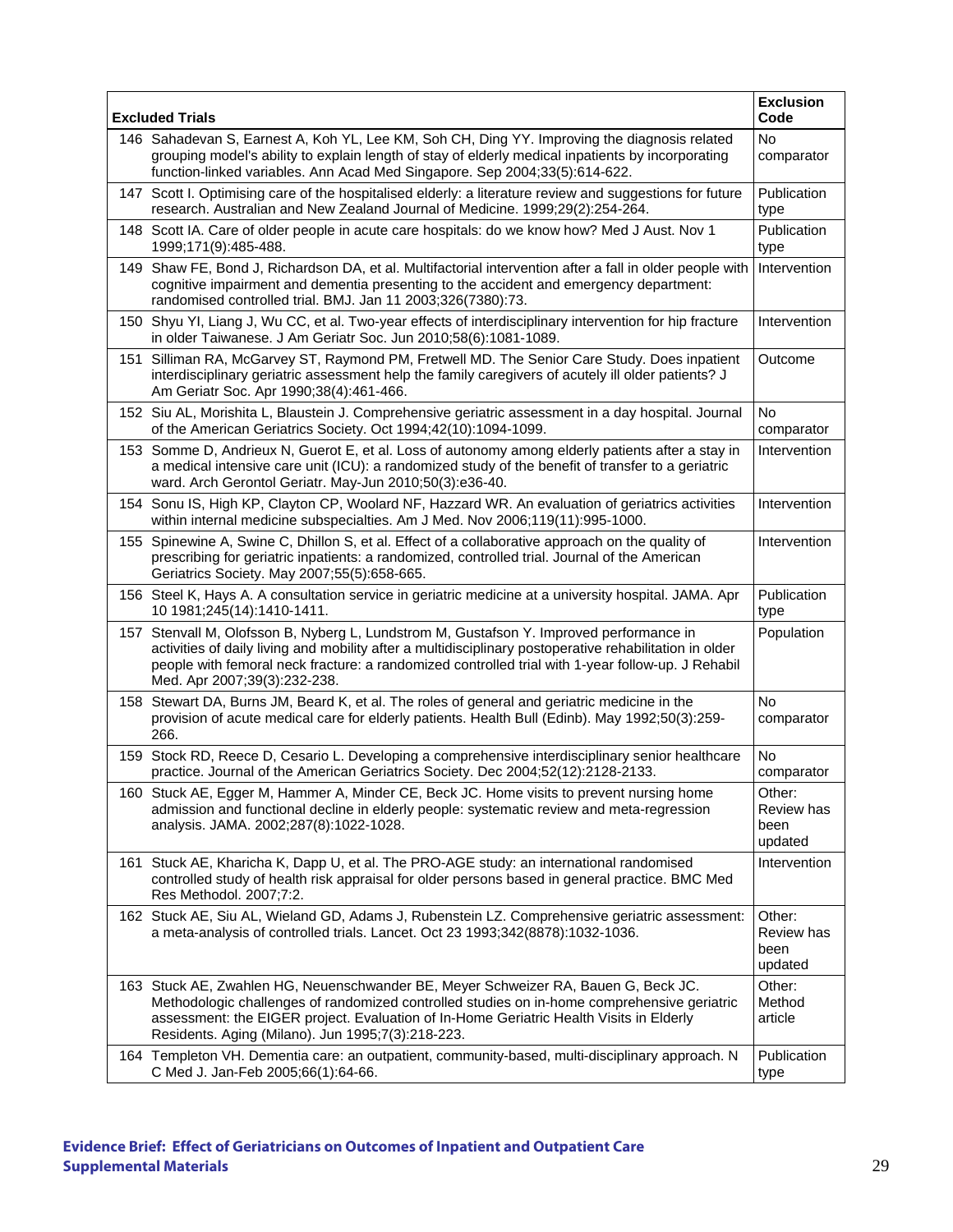| Excluded Trials | Exclusion Code |
|---|---|
| 146 Sahadevan S, Earnest A, Koh YL, Lee KM, Soh CH, Ding YY. Improving the diagnosis related grouping model's ability to explain length of stay of elderly medical inpatients by incorporating function-linked variables. Ann Acad Med Singapore. Sep 2004;33(5):614-622. | No comparator |
| 147 Scott I. Optimising care of the hospitalised elderly: a literature review and suggestions for future research. Australian and New Zealand Journal of Medicine. 1999;29(2):254-264. | Publication type |
| 148 Scott IA. Care of older people in acute care hospitals: do we know how? Med J Aust. Nov 1 1999;171(9):485-488. | Publication type |
| 149 Shaw FE, Bond J, Richardson DA, et al. Multifactorial intervention after a fall in older people with cognitive impairment and dementia presenting to the accident and emergency department: randomised controlled trial. BMJ. Jan 11 2003;326(7380):73. | Intervention |
| 150 Shyu YI, Liang J, Wu CC, et al. Two-year effects of interdisciplinary intervention for hip fracture in older Taiwanese. J Am Geriatr Soc. Jun 2010;58(6):1081-1089. | Intervention |
| 151 Silliman RA, McGarvey ST, Raymond PM, Fretwell MD. The Senior Care Study. Does inpatient interdisciplinary geriatric assessment help the family caregivers of acutely ill older patients? J Am Geriatr Soc. Apr 1990;38(4):461-466. | Outcome |
| 152 Siu AL, Morishita L, Blaustein J. Comprehensive geriatric assessment in a day hospital. Journal of the American Geriatrics Society. Oct 1994;42(10):1094-1099. | No comparator |
| 153 Somme D, Andrieux N, Guerot E, et al. Loss of autonomy among elderly patients after a stay in a medical intensive care unit (ICU): a randomized study of the benefit of transfer to a geriatric ward. Arch Gerontol Geriatr. May-Jun 2010;50(3):e36-40. | Intervention |
| 154 Sonu IS, High KP, Clayton CP, Woolard NF, Hazzard WR. An evaluation of geriatrics activities within internal medicine subspecialties. Am J Med. Nov 2006;119(11):995-1000. | Intervention |
| 155 Spinewine A, Swine C, Dhillon S, et al. Effect of a collaborative approach on the quality of prescribing for geriatric inpatients: a randomized, controlled trial. Journal of the American Geriatrics Society. May 2007;55(5):658-665. | Intervention |
| 156 Steel K, Hays A. A consultation service in geriatric medicine at a university hospital. JAMA. Apr 10 1981;245(14):1410-1411. | Publication type |
| 157 Stenvall M, Olofsson B, Nyberg L, Lundstrom M, Gustafson Y. Improved performance in activities of daily living and mobility after a multidisciplinary postoperative rehabilitation in older people with femoral neck fracture: a randomized controlled trial with 1-year follow-up. J Rehabil Med. Apr 2007;39(3):232-238. | Population |
| 158 Stewart DA, Burns JM, Beard K, et al. The roles of general and geriatric medicine in the provision of acute medical care for elderly patients. Health Bull (Edinb). May 1992;50(3):259-266. | No comparator |
| 159 Stock RD, Reece D, Cesario L. Developing a comprehensive interdisciplinary senior healthcare practice. Journal of the American Geriatrics Society. Dec 2004;52(12):2128-2133. | No comparator |
| 160 Stuck AE, Egger M, Hammer A, Minder CE, Beck JC. Home visits to prevent nursing home admission and functional decline in elderly people: systematic review and meta-regression analysis. JAMA. 2002;287(8):1022-1028. | Other: Review has been updated |
| 161 Stuck AE, Kharicha K, Dapp U, et al. The PRO-AGE study: an international randomised controlled study of health risk appraisal for older persons based in general practice. BMC Med Res Methodol. 2007;7:2. | Intervention |
| 162 Stuck AE, Siu AL, Wieland GD, Adams J, Rubenstein LZ. Comprehensive geriatric assessment: a meta-analysis of controlled trials. Lancet. Oct 23 1993;342(8878):1032-1036. | Other: Review has been updated |
| 163 Stuck AE, Zwahlen HG, Neuenschwander BE, Meyer Schweizer RA, Bauen G, Beck JC. Methodologic challenges of randomized controlled studies on in-home comprehensive geriatric assessment: the EIGER project. Evaluation of In-Home Geriatric Health Visits in Elderly Residents. Aging (Milano). Jun 1995;7(3):218-223. | Other: Method article |
| 164 Templeton VH. Dementia care: an outpatient, community-based, multi-disciplinary approach. N C Med J. Jan-Feb 2005;66(1):64-66. | Publication type |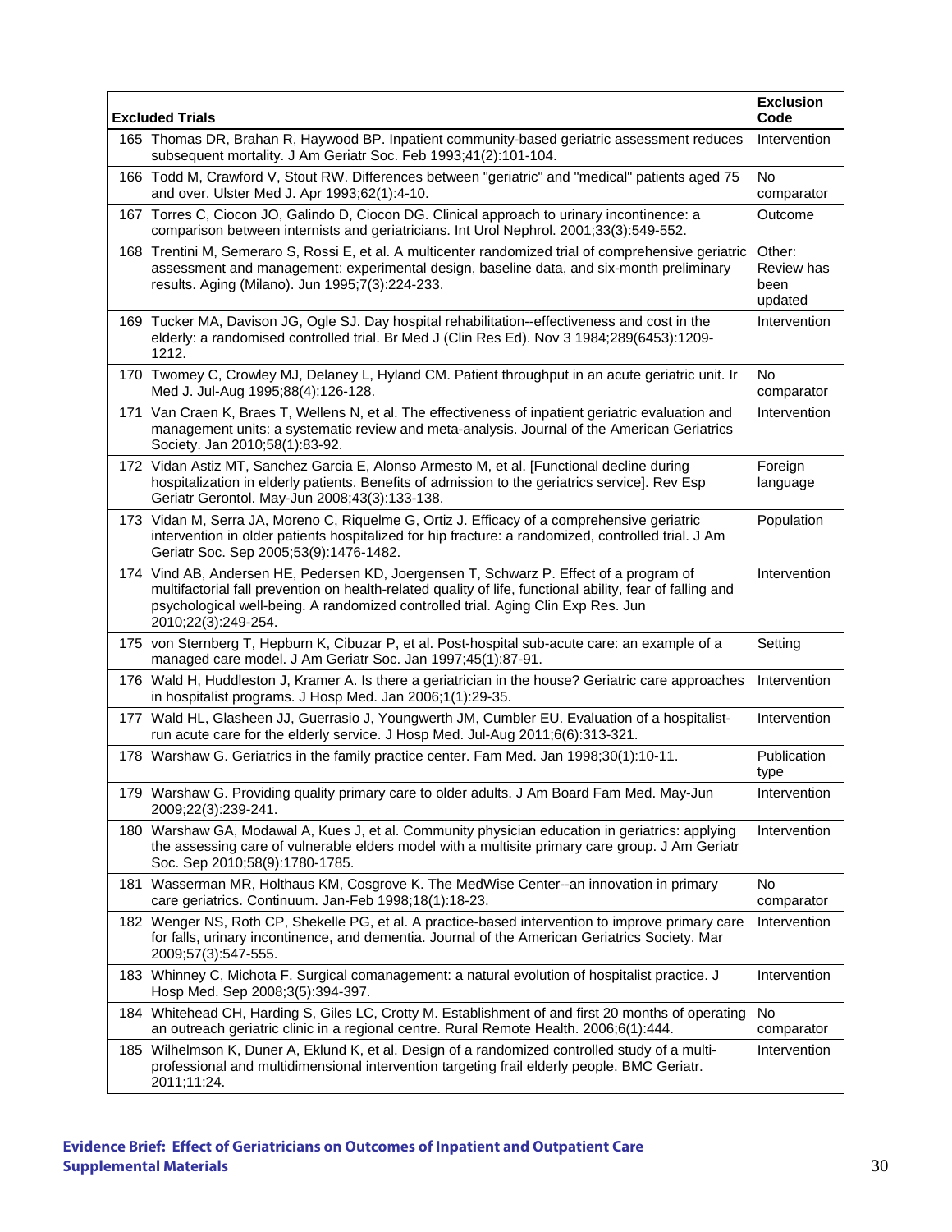| Excluded Trials | Exclusion Code |
|---|---|
| 165 Thomas DR, Brahan R, Haywood BP. Inpatient community-based geriatric assessment reduces subsequent mortality. J Am Geriatr Soc. Feb 1993;41(2):101-104. | Intervention |
| 166 Todd M, Crawford V, Stout RW. Differences between "geriatric" and "medical" patients aged 75 and over. Ulster Med J. Apr 1993;62(1):4-10. | No comparator |
| 167 Torres C, Ciocon JO, Galindo D, Ciocon DG. Clinical approach to urinary incontinence: a comparison between internists and geriatricians. Int Urol Nephrol. 2001;33(3):549-552. | Outcome |
| 168 Trentini M, Semeraro S, Rossi E, et al. A multicenter randomized trial of comprehensive geriatric assessment and management: experimental design, baseline data, and six-month preliminary results. Aging (Milano). Jun 1995;7(3):224-233. | Other: Review has been updated |
| 169 Tucker MA, Davison JG, Ogle SJ. Day hospital rehabilitation--effectiveness and cost in the elderly: a randomised controlled trial. Br Med J (Clin Res Ed). Nov 3 1984;289(6453):1209-1212. | Intervention |
| 170 Twomey C, Crowley MJ, Delaney L, Hyland CM. Patient throughput in an acute geriatric unit. Ir Med J. Jul-Aug 1995;88(4):126-128. | No comparator |
| 171 Van Craen K, Braes T, Wellens N, et al. The effectiveness of inpatient geriatric evaluation and management units: a systematic review and meta-analysis. Journal of the American Geriatrics Society. Jan 2010;58(1):83-92. | Intervention |
| 172 Vidan Astiz MT, Sanchez Garcia E, Alonso Armesto M, et al. [Functional decline during hospitalization in elderly patients. Benefits of admission to the geriatrics service]. Rev Esp Geriatr Gerontol. May-Jun 2008;43(3):133-138. | Foreign language |
| 173 Vidan M, Serra JA, Moreno C, Riquelme G, Ortiz J. Efficacy of a comprehensive geriatric intervention in older patients hospitalized for hip fracture: a randomized, controlled trial. J Am Geriatr Soc. Sep 2005;53(9):1476-1482. | Population |
| 174 Vind AB, Andersen HE, Pedersen KD, Joergensen T, Schwarz P. Effect of a program of multifactorial fall prevention on health-related quality of life, functional ability, fear of falling and psychological well-being. A randomized controlled trial. Aging Clin Exp Res. Jun 2010;22(3):249-254. | Intervention |
| 175 von Sternberg T, Hepburn K, Cibuzar P, et al. Post-hospital sub-acute care: an example of a managed care model. J Am Geriatr Soc. Jan 1997;45(1):87-91. | Setting |
| 176 Wald H, Huddleston J, Kramer A. Is there a geriatrician in the house? Geriatric care approaches in hospitalist programs. J Hosp Med. Jan 2006;1(1):29-35. | Intervention |
| 177 Wald HL, Glasheen JJ, Guerrasio J, Youngwerth JM, Cumbler EU. Evaluation of a hospitalist-run acute care for the elderly service. J Hosp Med. Jul-Aug 2011;6(6):313-321. | Intervention |
| 178 Warshaw G. Geriatrics in the family practice center. Fam Med. Jan 1998;30(1):10-11. | Publication type |
| 179 Warshaw G. Providing quality primary care to older adults. J Am Board Fam Med. May-Jun 2009;22(3):239-241. | Intervention |
| 180 Warshaw GA, Modawal A, Kues J, et al. Community physician education in geriatrics: applying the assessing care of vulnerable elders model with a multisite primary care group. J Am Geriatr Soc. Sep 2010;58(9):1780-1785. | Intervention |
| 181 Wasserman MR, Holthaus KM, Cosgrove K. The MedWise Center--an innovation in primary care geriatrics. Continuum. Jan-Feb 1998;18(1):18-23. | No comparator |
| 182 Wenger NS, Roth CP, Shekelle PG, et al. A practice-based intervention to improve primary care for falls, urinary incontinence, and dementia. Journal of the American Geriatrics Society. Mar 2009;57(3):547-555. | Intervention |
| 183 Whinney C, Michota F. Surgical comanagement: a natural evolution of hospitalist practice. J Hosp Med. Sep 2008;3(5):394-397. | Intervention |
| 184 Whitehead CH, Harding S, Giles LC, Crotty M. Establishment of and first 20 months of operating an outreach geriatric clinic in a regional centre. Rural Remote Health. 2006;6(1):444. | No comparator |
| 185 Wilhelmson K, Duner A, Eklund K, et al. Design of a randomized controlled study of a multi-professional and multidimensional intervention targeting frail elderly people. BMC Geriatr. 2011;11:24. | Intervention |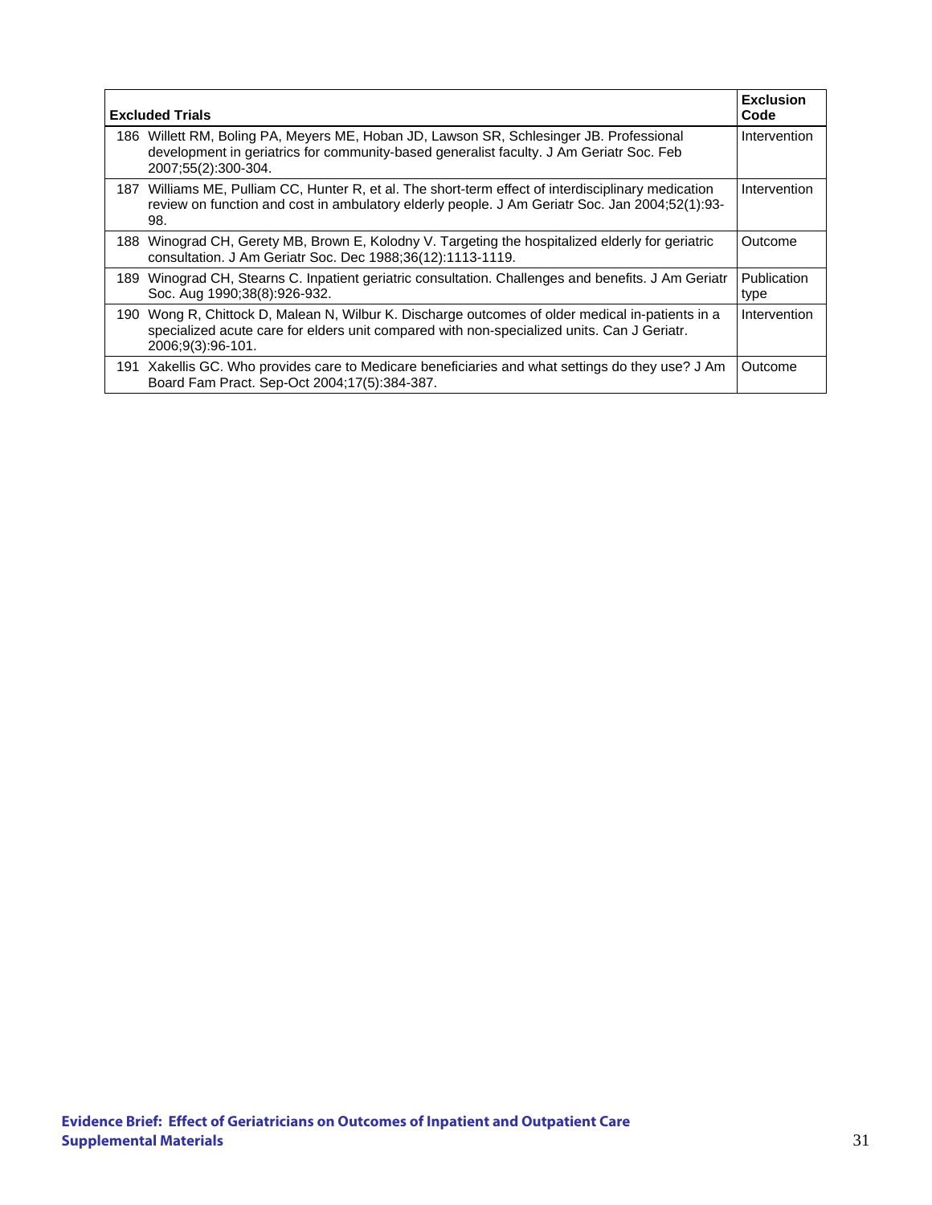| Excluded Trials | Exclusion Code |
|---|---|
| 186 Willett RM, Boling PA, Meyers ME, Hoban JD, Lawson SR, Schlesinger JB. Professional development in geriatrics for community-based generalist faculty. J Am Geriatr Soc. Feb 2007;55(2):300-304. | Intervention |
| 187 Williams ME, Pulliam CC, Hunter R, et al. The short-term effect of interdisciplinary medication review on function and cost in ambulatory elderly people. J Am Geriatr Soc. Jan 2004;52(1):93-98. | Intervention |
| 188 Winograd CH, Gerety MB, Brown E, Kolodny V. Targeting the hospitalized elderly for geriatric consultation. J Am Geriatr Soc. Dec 1988;36(12):1113-1119. | Outcome |
| 189 Winograd CH, Stearns C. Inpatient geriatric consultation. Challenges and benefits. J Am Geriatr Soc. Aug 1990;38(8):926-932. | Publication type |
| 190 Wong R, Chittock D, Malean N, Wilbur K. Discharge outcomes of older medical in-patients in a specialized acute care for elders unit compared with non-specialized units. Can J Geriatr. 2006;9(3):96-101. | Intervention |
| 191 Xakellis GC. Who provides care to Medicare beneficiaries and what settings do they use? J Am Board Fam Pract. Sep-Oct 2004;17(5):384-387. | Outcome |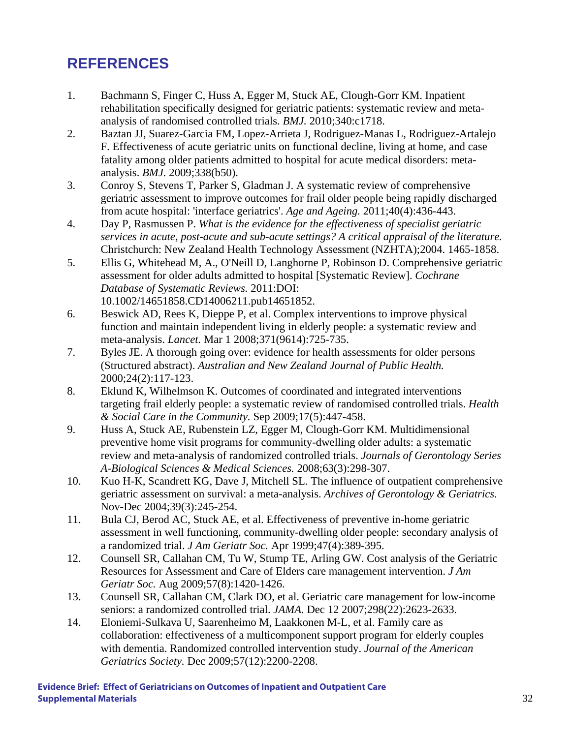## REFERENCES

1. Bachmann S, Finger C, Huss A, Egger M, Stuck AE, Clough-Gorr KM. Inpatient rehabilitation specifically designed for geriatric patients: systematic review and meta-analysis of randomised controlled trials. *BMJ.* 2010;340:c1718.
2. Baztan JJ, Suarez-Garcia FM, Lopez-Arrieta J, Rodriguez-Manas L, Rodriguez-Artalejo F. Effectiveness of acute geriatric units on functional decline, living at home, and case fatality among older patients admitted to hospital for acute medical disorders: meta-analysis. *BMJ.* 2009;338(b50).
3. Conroy S, Stevens T, Parker S, Gladman J. A systematic review of comprehensive geriatric assessment to improve outcomes for frail older people being rapidly discharged from acute hospital: 'interface geriatrics'. *Age and Ageing.* 2011;40(4):436-443.
4. Day P, Rasmussen P. *What is the evidence for the effectiveness of specialist geriatric services in acute, post-acute and sub-acute settings? A critical appraisal of the literature.* Christchurch: New Zealand Health Technology Assessment (NZHTA);2004. 1465-1858.
5. Ellis G, Whitehead M, A., O'Neill D, Langhorne P, Robinson D. Comprehensive geriatric assessment for older adults admitted to hospital [Systematic Review]. *Cochrane Database of Systematic Reviews.* 2011:DOI: 10.1002/14651858.CD14006211.pub14651852.
6. Beswick AD, Rees K, Dieppe P, et al. Complex interventions to improve physical function and maintain independent living in elderly people: a systematic review and meta-analysis. *Lancet.* Mar 1 2008;371(9614):725-735.
7. Byles JE. A thorough going over: evidence for health assessments for older persons (Structured abstract). *Australian and New Zealand Journal of Public Health.* 2000;24(2):117-123.
8. Eklund K, Wilhelmson K. Outcomes of coordinated and integrated interventions targeting frail elderly people: a systematic review of randomised controlled trials. *Health & Social Care in the Community.* Sep 2009;17(5):447-458.
9. Huss A, Stuck AE, Rubenstein LZ, Egger M, Clough-Gorr KM. Multidimensional preventive home visit programs for community-dwelling older adults: a systematic review and meta-analysis of randomized controlled trials. *Journals of Gerontology Series A-Biological Sciences & Medical Sciences.* 2008;63(3):298-307.
10. Kuo H-K, Scandrett KG, Dave J, Mitchell SL. The influence of outpatient comprehensive geriatric assessment on survival: a meta-analysis. *Archives of Gerontology & Geriatrics.* Nov-Dec 2004;39(3):245-254.
11. Bula CJ, Berod AC, Stuck AE, et al. Effectiveness of preventive in-home geriatric assessment in well functioning, community-dwelling older people: secondary analysis of a randomized trial. *J Am Geriatr Soc.* Apr 1999;47(4):389-395.
12. Counsell SR, Callahan CM, Tu W, Stump TE, Arling GW. Cost analysis of the Geriatric Resources for Assessment and Care of Elders care management intervention. *J Am Geriatr Soc.* Aug 2009;57(8):1420-1426.
13. Counsell SR, Callahan CM, Clark DO, et al. Geriatric care management for low-income seniors: a randomized controlled trial. *JAMA.* Dec 12 2007;298(22):2623-2633.
14. Eloniemi-Sulkava U, Saarenheimo M, Laakkonen M-L, et al. Family care as collaboration: effectiveness of a multicomponent support program for elderly couples with dementia. Randomized controlled intervention study. *Journal of the American Geriatrics Society.* Dec 2009;57(12):2200-2208.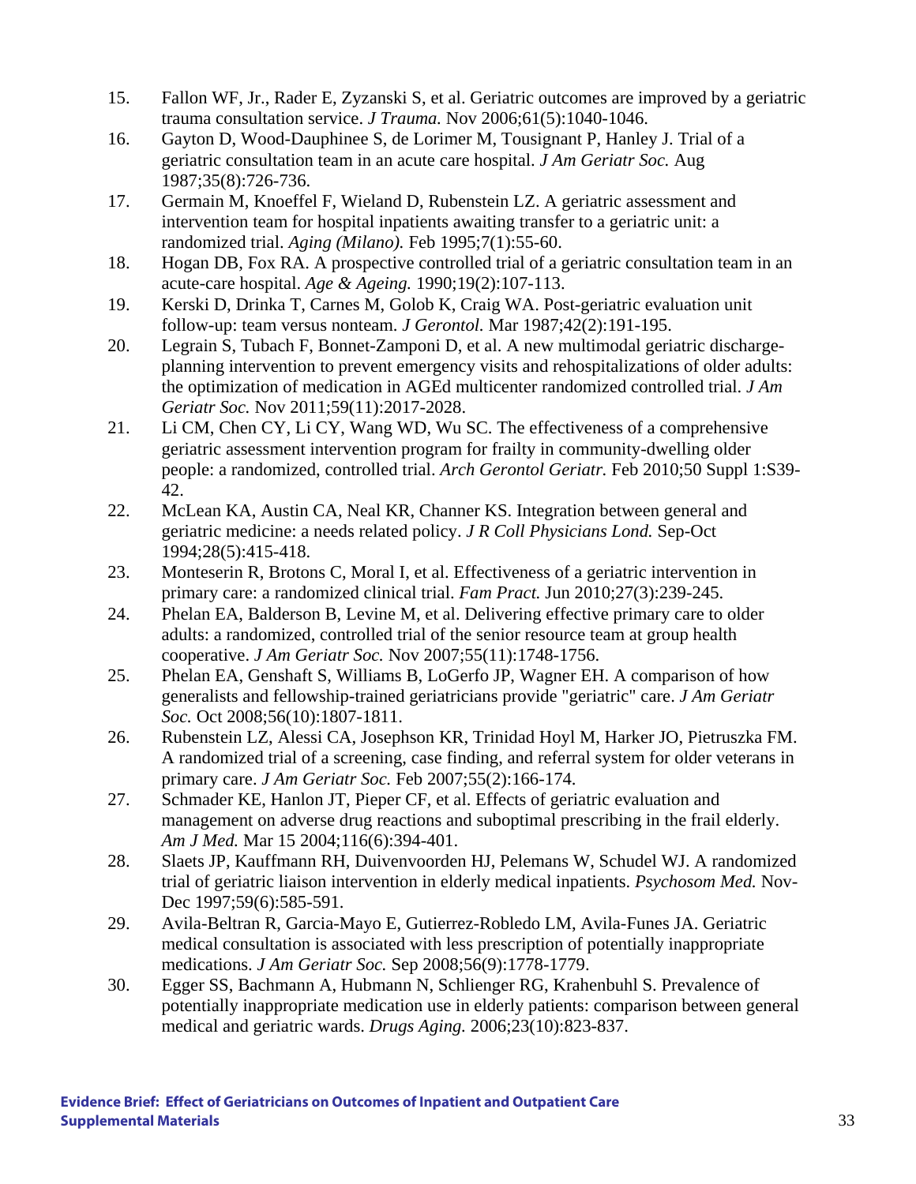15. Fallon WF, Jr., Rader E, Zyzanski S, et al. Geriatric outcomes are improved by a geriatric trauma consultation service. *J Trauma.* Nov 2006;61(5):1040-1046.
16. Gayton D, Wood-Dauphinee S, de Lorimer M, Tousignant P, Hanley J. Trial of a geriatric consultation team in an acute care hospital. *J Am Geriatr Soc.* Aug 1987;35(8):726-736.
17. Germain M, Knoeffel F, Wieland D, Rubenstein LZ. A geriatric assessment and intervention team for hospital inpatients awaiting transfer to a geriatric unit: a randomized trial. *Aging (Milano).* Feb 1995;7(1):55-60.
18. Hogan DB, Fox RA. A prospective controlled trial of a geriatric consultation team in an acute-care hospital. *Age & Ageing.* 1990;19(2):107-113.
19. Kerski D, Drinka T, Carnes M, Golob K, Craig WA. Post-geriatric evaluation unit follow-up: team versus nonteam. *J Gerontol.* Mar 1987;42(2):191-195.
20. Legrain S, Tubach F, Bonnet-Zamponi D, et al. A new multimodal geriatric discharge-planning intervention to prevent emergency visits and rehospitalizations of older adults: the optimization of medication in AGEd multicenter randomized controlled trial. *J Am Geriatr Soc.* Nov 2011;59(11):2017-2028.
21. Li CM, Chen CY, Li CY, Wang WD, Wu SC. The effectiveness of a comprehensive geriatric assessment intervention program for frailty in community-dwelling older people: a randomized, controlled trial. *Arch Gerontol Geriatr.* Feb 2010;50 Suppl 1:S39-42.
22. McLean KA, Austin CA, Neal KR, Channer KS. Integration between general and geriatric medicine: a needs related policy. *J R Coll Physicians Lond.* Sep-Oct 1994;28(5):415-418.
23. Monteserin R, Brotons C, Moral I, et al. Effectiveness of a geriatric intervention in primary care: a randomized clinical trial. *Fam Pract.* Jun 2010;27(3):239-245.
24. Phelan EA, Balderson B, Levine M, et al. Delivering effective primary care to older adults: a randomized, controlled trial of the senior resource team at group health cooperative. *J Am Geriatr Soc.* Nov 2007;55(11):1748-1756.
25. Phelan EA, Genshaft S, Williams B, LoGerfo JP, Wagner EH. A comparison of how generalists and fellowship-trained geriatricians provide "geriatric" care. *J Am Geriatr Soc.* Oct 2008;56(10):1807-1811.
26. Rubenstein LZ, Alessi CA, Josephson KR, Trinidad Hoyl M, Harker JO, Pietruszka FM. A randomized trial of a screening, case finding, and referral system for older veterans in primary care. *J Am Geriatr Soc.* Feb 2007;55(2):166-174.
27. Schmader KE, Hanlon JT, Pieper CF, et al. Effects of geriatric evaluation and management on adverse drug reactions and suboptimal prescribing in the frail elderly. *Am J Med.* Mar 15 2004;116(6):394-401.
28. Slaets JP, Kauffmann RH, Duivenvoorden HJ, Pelemans W, Schudel WJ. A randomized trial of geriatric liaison intervention in elderly medical inpatients. *Psychosom Med.* Nov-Dec 1997;59(6):585-591.
29. Avila-Beltran R, Garcia-Mayo E, Gutierrez-Robledo LM, Avila-Funes JA. Geriatric medical consultation is associated with less prescription of potentially inappropriate medications. *J Am Geriatr Soc.* Sep 2008;56(9):1778-1779.
30. Egger SS, Bachmann A, Hubmann N, Schlienger RG, Krahenbuhl S. Prevalence of potentially inappropriate medication use in elderly patients: comparison between general medical and geriatric wards. *Drugs Aging.* 2006;23(10):823-837.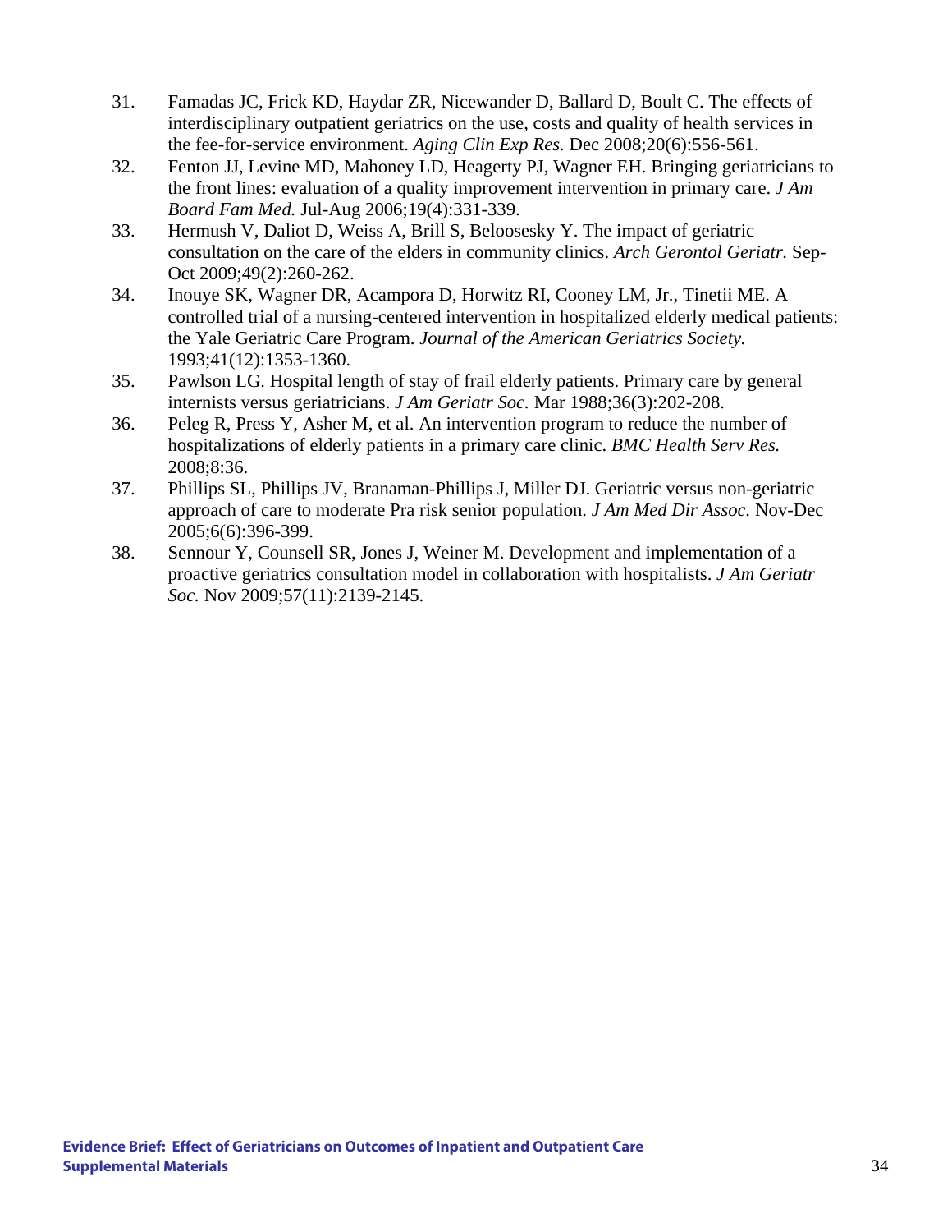31. Famadas JC, Frick KD, Haydar ZR, Nicewander D, Ballard D, Boult C. The effects of interdisciplinary outpatient geriatrics on the use, costs and quality of health services in the fee-for-service environment. *Aging Clin Exp Res.* Dec 2008;20(6):556-561.
32. Fenton JJ, Levine MD, Mahoney LD, Heagerty PJ, Wagner EH. Bringing geriatricians to the front lines: evaluation of a quality improvement intervention in primary care. *J Am Board Fam Med.* Jul-Aug 2006;19(4):331-339.
33. Hermush V, Daliot D, Weiss A, Brill S, Beloosesky Y. The impact of geriatric consultation on the care of the elders in community clinics. *Arch Gerontol Geriatr.* Sep-Oct 2009;49(2):260-262.
34. Inouye SK, Wagner DR, Acampora D, Horwitz RI, Cooney LM, Jr., Tinetii ME. A controlled trial of a nursing-centered intervention in hospitalized elderly medical patients: the Yale Geriatric Care Program. *Journal of the American Geriatrics Society.* 1993;41(12):1353-1360.
35. Pawlson LG. Hospital length of stay of frail elderly patients. Primary care by general internists versus geriatricians. *J Am Geriatr Soc.* Mar 1988;36(3):202-208.
36. Peleg R, Press Y, Asher M, et al. An intervention program to reduce the number of hospitalizations of elderly patients in a primary care clinic. *BMC Health Serv Res.* 2008;8:36.
37. Phillips SL, Phillips JV, Branaman-Phillips J, Miller DJ. Geriatric versus non-geriatric approach of care to moderate Pra risk senior population. *J Am Med Dir Assoc.* Nov-Dec 2005;6(6):396-399.
38. Sennour Y, Counsell SR, Jones J, Weiner M. Development and implementation of a proactive geriatrics consultation model in collaboration with hospitalists. *J Am Geriatr Soc.* Nov 2009;57(11):2139-2145.